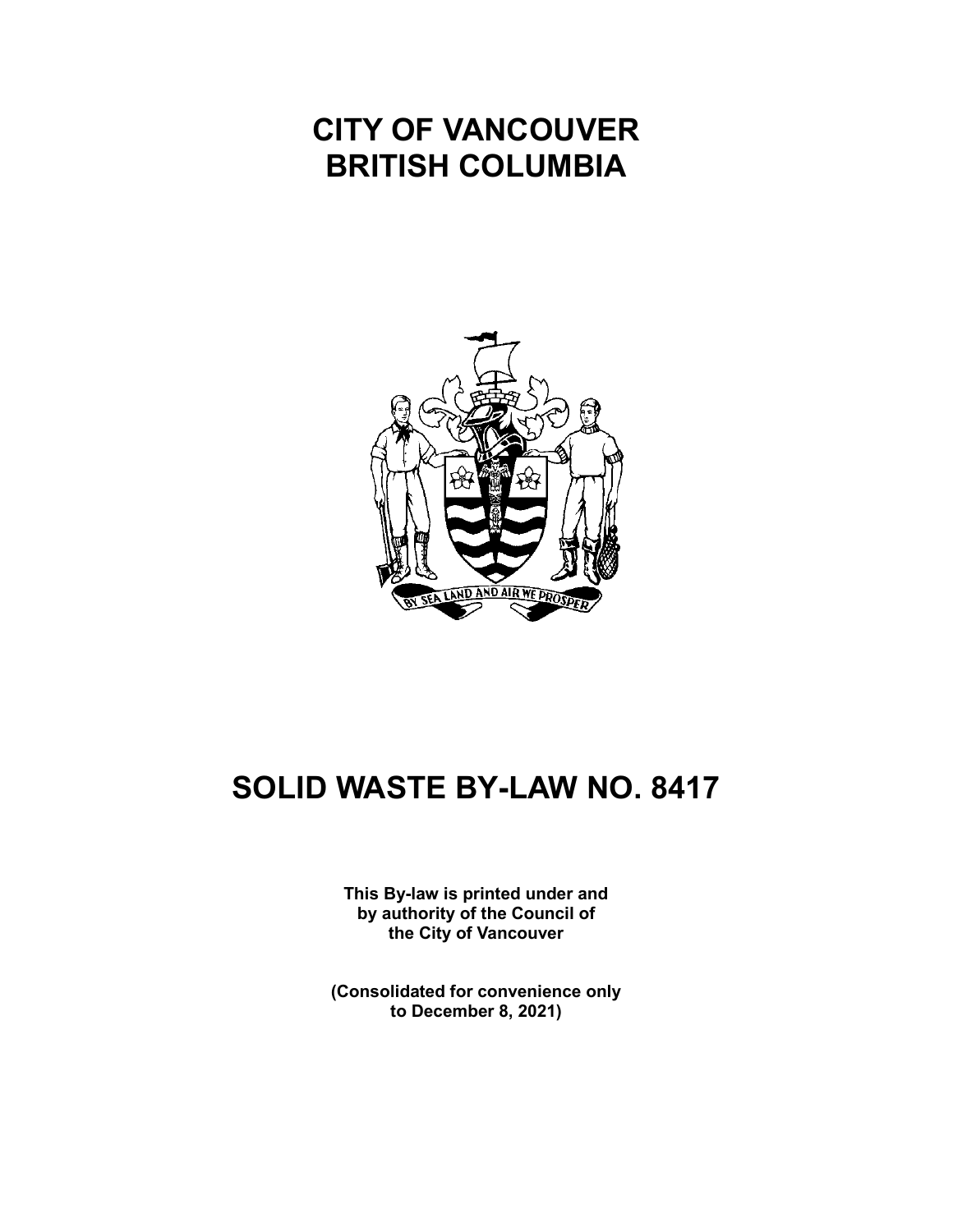# CITY OF VANCOUVER
# BRITISH COLUMBIA

# SOLID WASTE BY-LAW NO. 8417

**This By-law is printed under and by authority of the Council of the City of Vancouver**

**(Consolidated for convenience only to December 8, 2021)**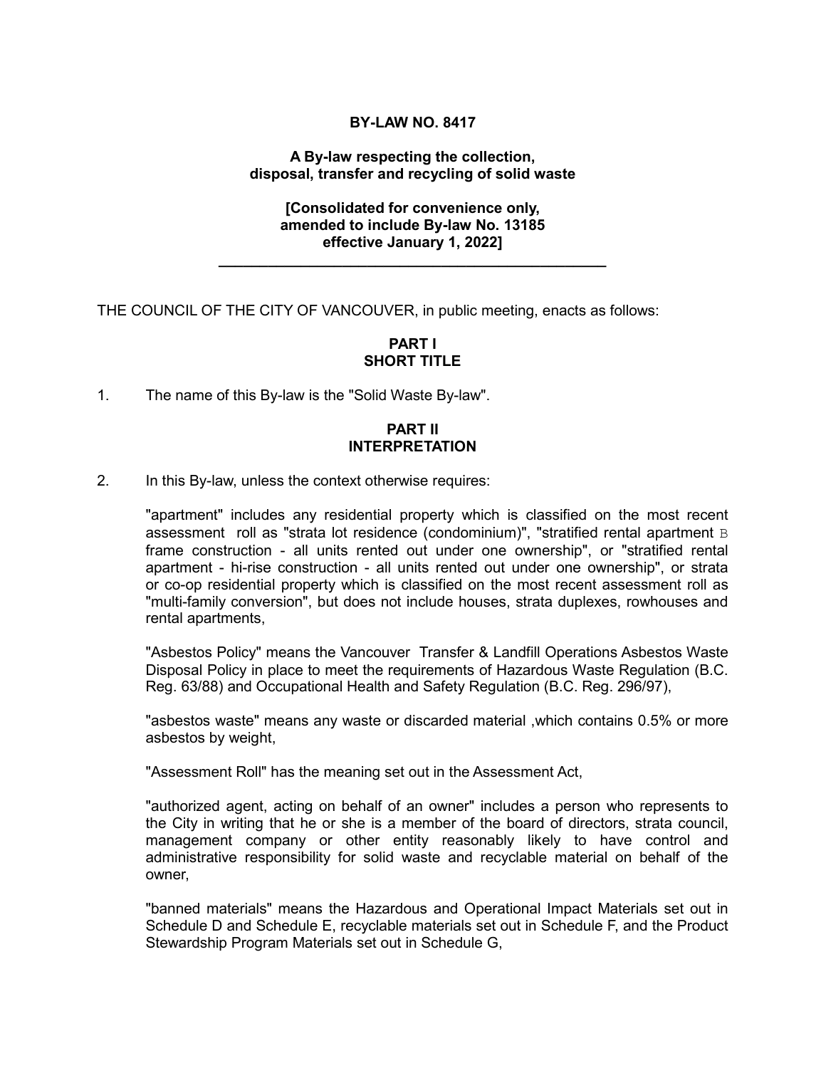**BY-LAW NO. 8417**

**A By-law respecting the collection, disposal, transfer and recycling of solid waste**

**[Consolidated for convenience only, amended to include By-law No. 13185 effective January 1, 2022]**

---

THE COUNCIL OF THE CITY OF VANCOUVER, in public meeting, enacts as follows:

## PART I
## SHORT TITLE

1. The name of this By-law is the "Solid Waste By-law".

## PART II
## INTERPRETATION

2. In this By-law, unless the context otherwise requires:

"apartment" includes any residential property which is classified on the most recent assessment roll as "strata lot residence (condominium)", "stratified rental apartment B frame construction - all units rented out under one ownership", or "stratified rental apartment - hi-rise construction - all units rented out under one ownership", or strata or co-op residential property which is classified on the most recent assessment roll as "multi-family conversion", but does not include houses, strata duplexes, rowhouses and rental apartments,

"Asbestos Policy" means the Vancouver Transfer & Landfill Operations Asbestos Waste Disposal Policy in place to meet the requirements of Hazardous Waste Regulation (B.C. Reg. 63/88) and Occupational Health and Safety Regulation (B.C. Reg. 296/97),

"asbestos waste" means any waste or discarded material ,which contains 0.5% or more asbestos by weight,

"Assessment Roll" has the meaning set out in the Assessment Act,

"authorized agent, acting on behalf of an owner" includes a person who represents to the City in writing that he or she is a member of the board of directors, strata council, management company or other entity reasonably likely to have control and administrative responsibility for solid waste and recyclable material on behalf of the owner,

"banned materials" means the Hazardous and Operational Impact Materials set out in Schedule D and Schedule E, recyclable materials set out in Schedule F, and the Product Stewardship Program Materials set out in Schedule G,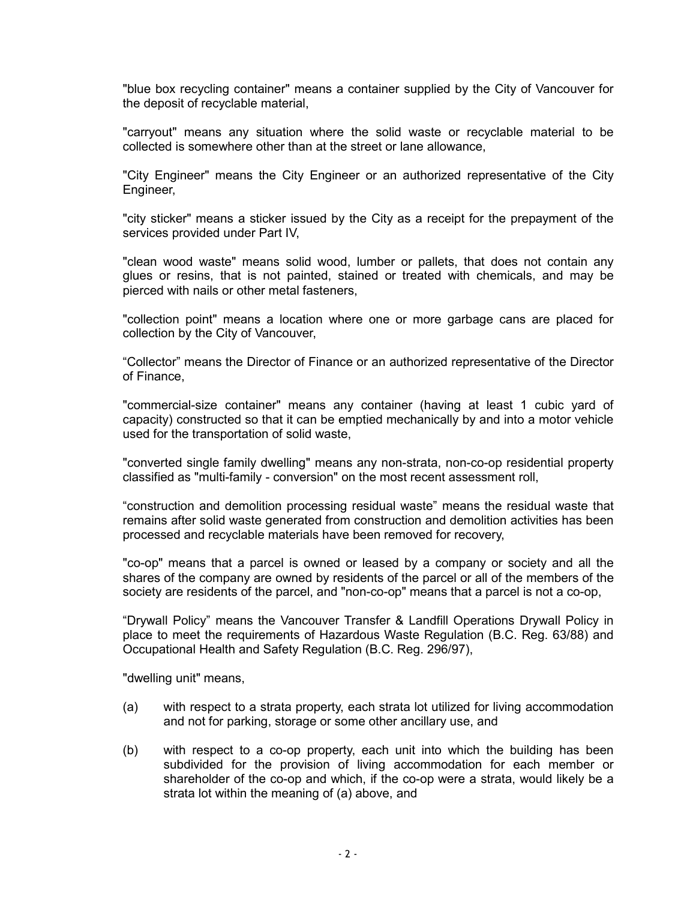"blue box recycling container" means a container supplied by the City of Vancouver for the deposit of recyclable material,

"carryout" means any situation where the solid waste or recyclable material to be collected is somewhere other than at the street or lane allowance,

"City Engineer" means the City Engineer or an authorized representative of the City Engineer,

"city sticker" means a sticker issued by the City as a receipt for the prepayment of the services provided under Part IV,

"clean wood waste" means solid wood, lumber or pallets, that does not contain any glues or resins, that is not painted, stained or treated with chemicals, and may be pierced with nails or other metal fasteners,

"collection point" means a location where one or more garbage cans are placed for collection by the City of Vancouver,

“Collector” means the Director of Finance or an authorized representative of the Director of Finance,

"commercial-size container" means any container (having at least 1 cubic yard of capacity) constructed so that it can be emptied mechanically by and into a motor vehicle used for the transportation of solid waste,

"converted single family dwelling" means any non-strata, non-co-op residential property classified as "multi-family - conversion" on the most recent assessment roll,

“construction and demolition processing residual waste” means the residual waste that remains after solid waste generated from construction and demolition activities has been processed and recyclable materials have been removed for recovery,

"co-op" means that a parcel is owned or leased by a company or society and all the shares of the company are owned by residents of the parcel or all of the members of the society are residents of the parcel, and "non-co-op" means that a parcel is not a co-op,

“Drywall Policy” means the Vancouver Transfer & Landfill Operations Drywall Policy in place to meet the requirements of Hazardous Waste Regulation (B.C. Reg. 63/88) and Occupational Health and Safety Regulation (B.C. Reg. 296/97),

"dwelling unit" means,

(a) with respect to a strata property, each strata lot utilized for living accommodation and not for parking, storage or some other ancillary use, and

(b) with respect to a co-op property, each unit into which the building has been subdivided for the provision of living accommodation for each member or shareholder of the co-op and which, if the co-op were a strata, would likely be a strata lot within the meaning of (a) above, and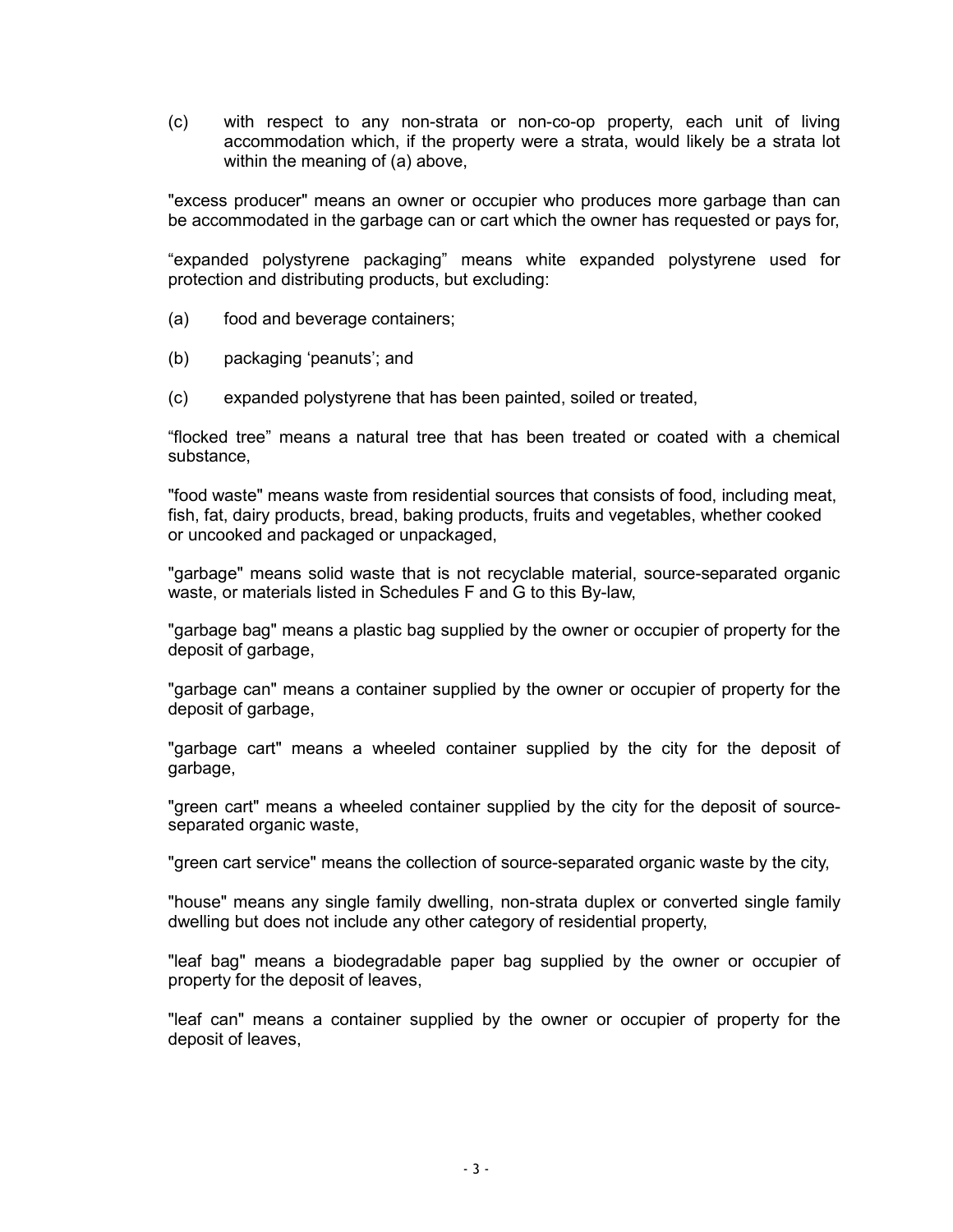(c) with respect to any non-strata or non-co-op property, each unit of living accommodation which, if the property were a strata, would likely be a strata lot within the meaning of (a) above,

"excess producer" means an owner or occupier who produces more garbage than can be accommodated in the garbage can or cart which the owner has requested or pays for,

“expanded polystyrene packaging” means white expanded polystyrene used for protection and distributing products, but excluding:

(a) food and beverage containers;

(b) packaging ‘peanuts’; and

(c) expanded polystyrene that has been painted, soiled or treated,

“flocked tree” means a natural tree that has been treated or coated with a chemical substance,

"food waste" means waste from residential sources that consists of food, including meat, fish, fat, dairy products, bread, baking products, fruits and vegetables, whether cooked or uncooked and packaged or unpackaged,

"garbage" means solid waste that is not recyclable material, source-separated organic waste, or materials listed in Schedules F and G to this By-law,

"garbage bag" means a plastic bag supplied by the owner or occupier of property for the deposit of garbage,

"garbage can" means a container supplied by the owner or occupier of property for the deposit of garbage,

"garbage cart" means a wheeled container supplied by the city for the deposit of garbage,

"green cart" means a wheeled container supplied by the city for the deposit of source-separated organic waste,

"green cart service" means the collection of source-separated organic waste by the city,

"house" means any single family dwelling, non-strata duplex or converted single family dwelling but does not include any other category of residential property,

"leaf bag" means a biodegradable paper bag supplied by the owner or occupier of property for the deposit of leaves,

"leaf can" means a container supplied by the owner or occupier of property for the deposit of leaves,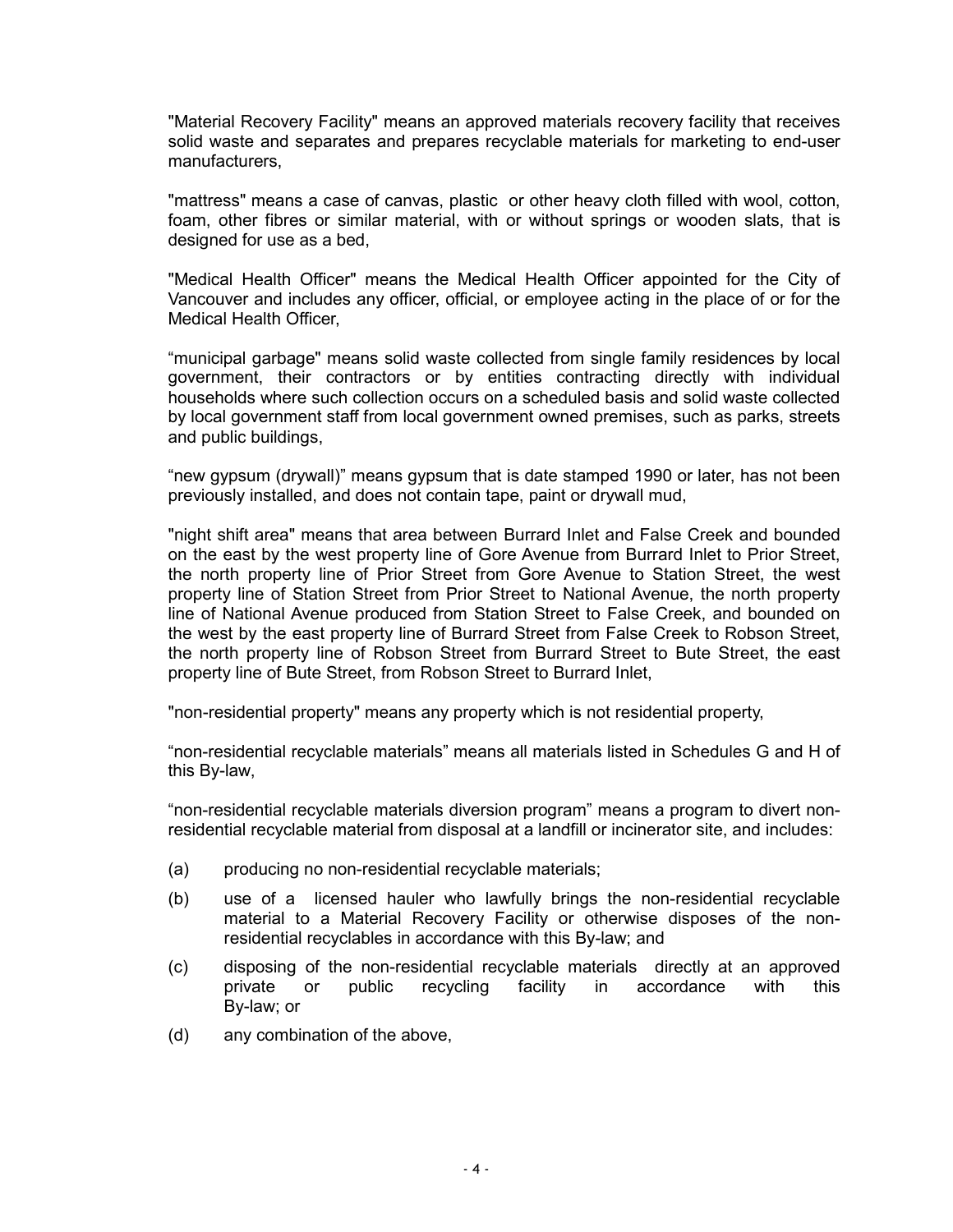"Material Recovery Facility" means an approved materials recovery facility that receives solid waste and separates and prepares recyclable materials for marketing to end-user manufacturers,

"mattress" means a case of canvas, plastic or other heavy cloth filled with wool, cotton, foam, other fibres or similar material, with or without springs or wooden slats, that is designed for use as a bed,

"Medical Health Officer" means the Medical Health Officer appointed for the City of Vancouver and includes any officer, official, or employee acting in the place of or for the Medical Health Officer,

"municipal garbage" means solid waste collected from single family residences by local government, their contractors or by entities contracting directly with individual households where such collection occurs on a scheduled basis and solid waste collected by local government staff from local government owned premises, such as parks, streets and public buildings,

"new gypsum (drywall)" means gypsum that is date stamped 1990 or later, has not been previously installed, and does not contain tape, paint or drywall mud,

"night shift area" means that area between Burrard Inlet and False Creek and bounded on the east by the west property line of Gore Avenue from Burrard Inlet to Prior Street, the north property line of Prior Street from Gore Avenue to Station Street, the west property line of Station Street from Prior Street to National Avenue, the north property line of National Avenue produced from Station Street to False Creek, and bounded on the west by the east property line of Burrard Street from False Creek to Robson Street, the north property line of Robson Street from Burrard Street to Bute Street, the east property line of Bute Street, from Robson Street to Burrard Inlet,

"non-residential property" means any property which is not residential property,

"non-residential recyclable materials" means all materials listed in Schedules G and H of this By-law,

"non-residential recyclable materials diversion program" means a program to divert non-residential recyclable material from disposal at a landfill or incinerator site, and includes:

(a) producing no non-residential recyclable materials;

(b) use of a licensed hauler who lawfully brings the non-residential recyclable material to a Material Recovery Facility or otherwise disposes of the non-residential recyclables in accordance with this By-law; and

(c) disposing of the non-residential recyclable materials directly at an approved private or public recycling facility in accordance with this By-law; or

(d) any combination of the above,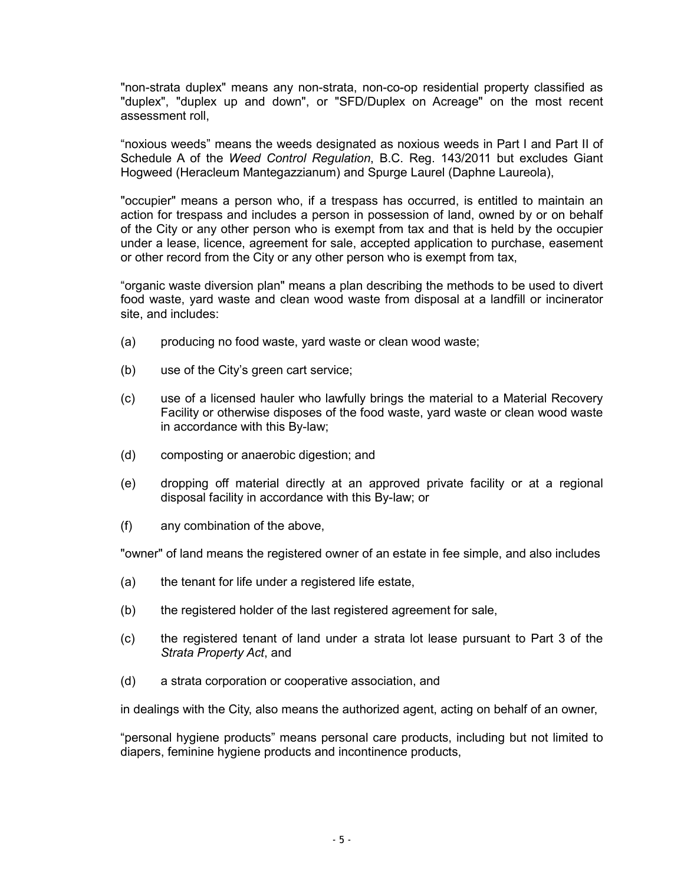"non-strata duplex" means any non-strata, non-co-op residential property classified as "duplex", "duplex up and down", or "SFD/Duplex on Acreage" on the most recent assessment roll,

"noxious weeds" means the weeds designated as noxious weeds in Part I and Part II of Schedule A of the *Weed Control Regulation*, B.C. Reg. 143/2011 but excludes Giant Hogweed (Heracleum Mantegazzianum) and Spurge Laurel (Daphne Laureola),

"occupier" means a person who, if a trespass has occurred, is entitled to maintain an action for trespass and includes a person in possession of land, owned by or on behalf of the City or any other person who is exempt from tax and that is held by the occupier under a lease, licence, agreement for sale, accepted application to purchase, easement or other record from the City or any other person who is exempt from tax,

"organic waste diversion plan" means a plan describing the methods to be used to divert food waste, yard waste and clean wood waste from disposal at a landfill or incinerator site, and includes:

(a) producing no food waste, yard waste or clean wood waste;

(b) use of the City's green cart service;

(c) use of a licensed hauler who lawfully brings the material to a Material Recovery Facility or otherwise disposes of the food waste, yard waste or clean wood waste in accordance with this By-law;

(d) composting or anaerobic digestion; and

(e) dropping off material directly at an approved private facility or at a regional disposal facility in accordance with this By-law; or

(f) any combination of the above,

"owner" of land means the registered owner of an estate in fee simple, and also includes

(a) the tenant for life under a registered life estate,

(b) the registered holder of the last registered agreement for sale,

(c) the registered tenant of land under a strata lot lease pursuant to Part 3 of the *Strata Property Act*, and

(d) a strata corporation or cooperative association, and

in dealings with the City, also means the authorized agent, acting on behalf of an owner,

"personal hygiene products" means personal care products, including but not limited to diapers, feminine hygiene products and incontinence products,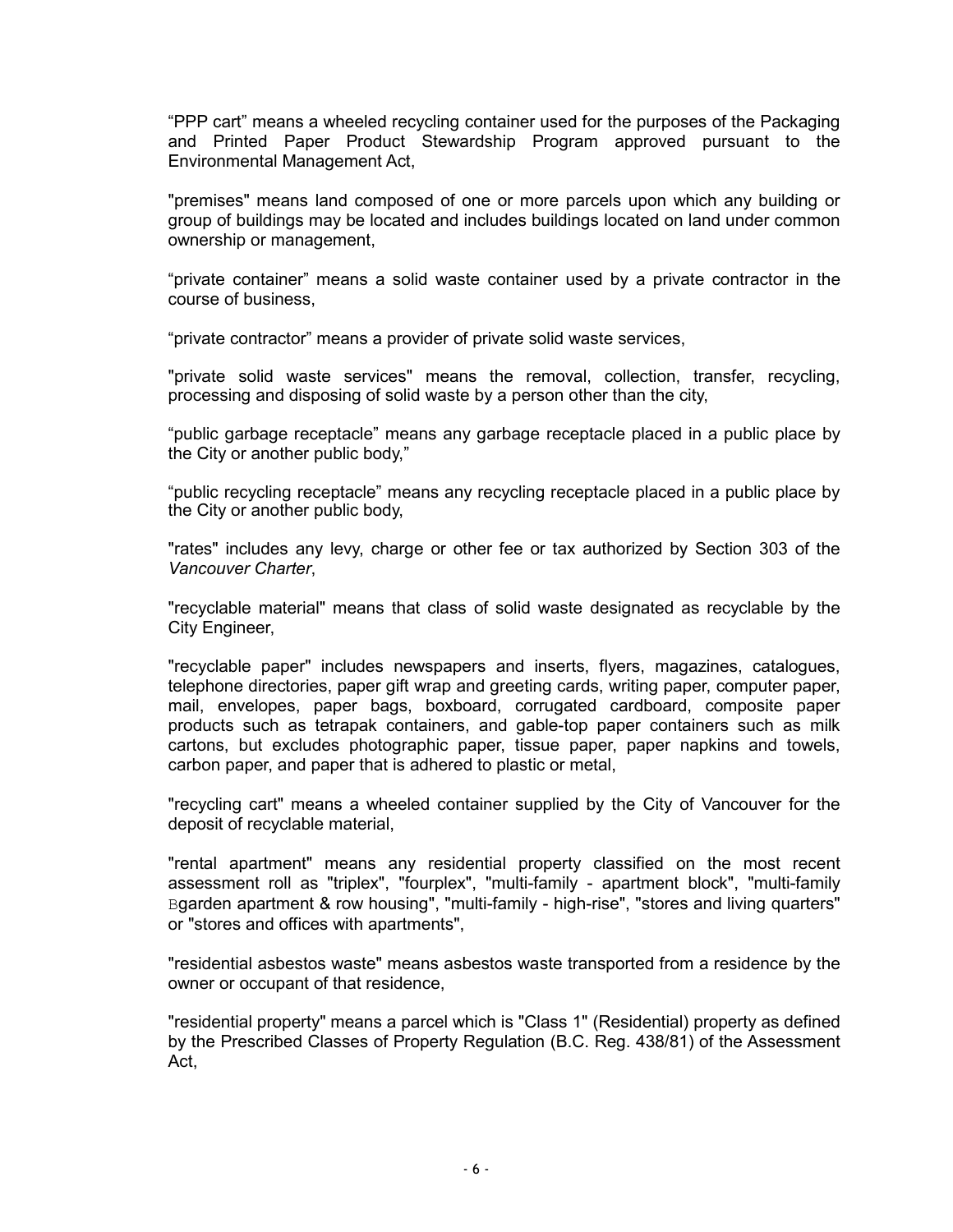“PPP cart” means a wheeled recycling container used for the purposes of the Packaging and Printed Paper Product Stewardship Program approved pursuant to the Environmental Management Act,

"premises" means land composed of one or more parcels upon which any building or group of buildings may be located and includes buildings located on land under common ownership or management,

“private container” means a solid waste container used by a private contractor in the course of business,

“private contractor” means a provider of private solid waste services,

"private solid waste services" means the removal, collection, transfer, recycling, processing and disposing of solid waste by a person other than the city,

“public garbage receptacle” means any garbage receptacle placed in a public place by the City or another public body,”

“public recycling receptacle” means any recycling receptacle placed in a public place by the City or another public body,

"rates" includes any levy, charge or other fee or tax authorized by Section 303 of the *Vancouver Charter*,

"recyclable material" means that class of solid waste designated as recyclable by the City Engineer,

"recyclable paper" includes newspapers and inserts, flyers, magazines, catalogues, telephone directories, paper gift wrap and greeting cards, writing paper, computer paper, mail, envelopes, paper bags, boxboard, corrugated cardboard, composite paper products such as tetrapak containers, and gable-top paper containers such as milk cartons, but excludes photographic paper, tissue paper, paper napkins and towels, carbon paper, and paper that is adhered to plastic or metal,

"recycling cart" means a wheeled container supplied by the City of Vancouver for the deposit of recyclable material,

"rental apartment" means any residential property classified on the most recent assessment roll as "triplex", "fourplex", "multi-family - apartment block", "multi-family Bgarden apartment & row housing", "multi-family - high-rise", "stores and living quarters" or "stores and offices with apartments",

"residential asbestos waste" means asbestos waste transported from a residence by the owner or occupant of that residence,

"residential property" means a parcel which is "Class 1" (Residential) property as defined by the Prescribed Classes of Property Regulation (B.C. Reg. 438/81) of the Assessment Act,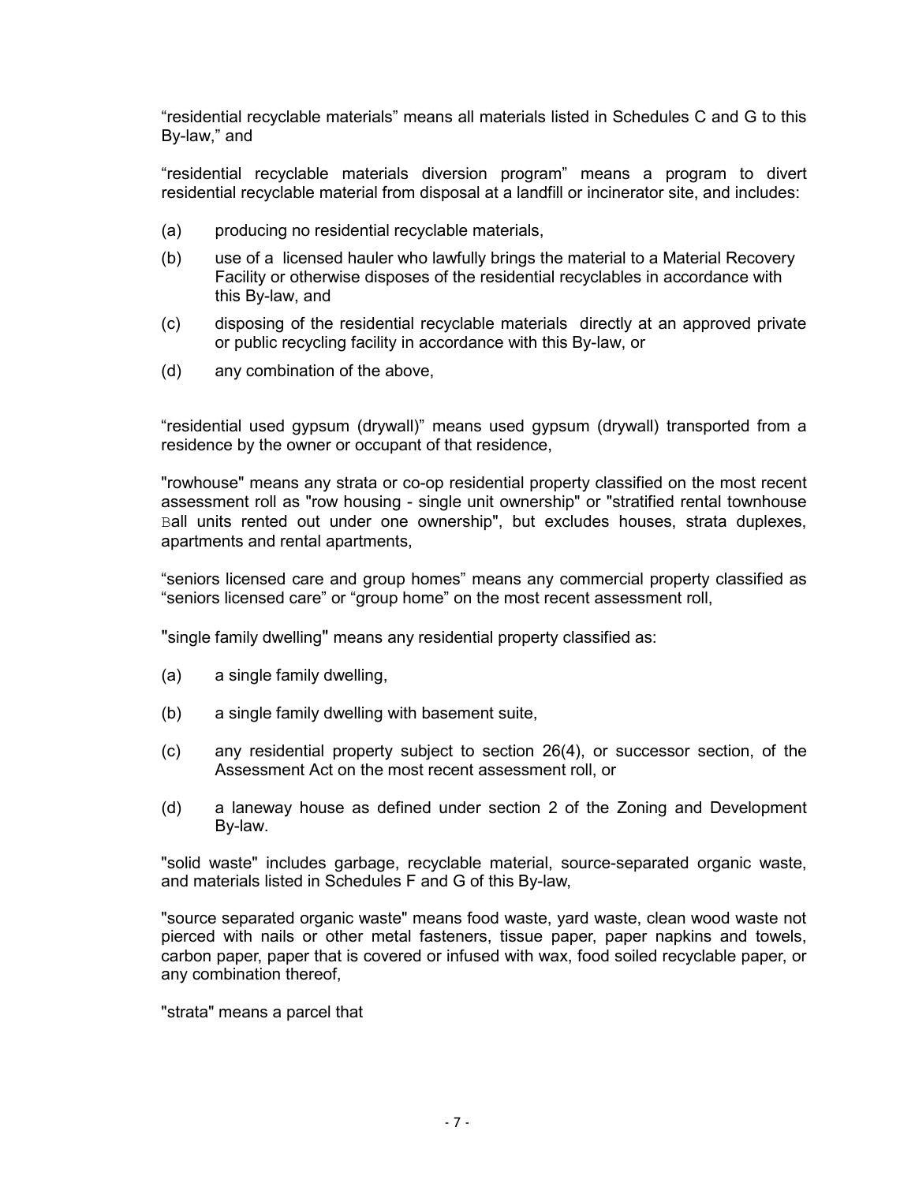"residential recyclable materials" means all materials listed in Schedules C and G to this By-law," and

"residential recyclable materials diversion program" means a program to divert residential recyclable material from disposal at a landfill or incinerator site, and includes:

(a) producing no residential recyclable materials,

(b) use of a licensed hauler who lawfully brings the material to a Material Recovery Facility or otherwise disposes of the residential recyclables in accordance with this By-law, and

(c) disposing of the residential recyclable materials directly at an approved private or public recycling facility in accordance with this By-law, or

(d) any combination of the above,

"residential used gypsum (drywall)" means used gypsum (drywall) transported from a residence by the owner or occupant of that residence,

"rowhouse" means any strata or co-op residential property classified on the most recent assessment roll as "row housing - single unit ownership" or "stratified rental townhouse Ball units rented out under one ownership", but excludes houses, strata duplexes, apartments and rental apartments,

"seniors licensed care and group homes" means any commercial property classified as "seniors licensed care" or "group home" on the most recent assessment roll,

"single family dwelling" means any residential property classified as:

(a) a single family dwelling,

(b) a single family dwelling with basement suite,

(c) any residential property subject to section 26(4), or successor section, of the Assessment Act on the most recent assessment roll, or

(d) a laneway house as defined under section 2 of the Zoning and Development By-law.

"solid waste" includes garbage, recyclable material, source-separated organic waste, and materials listed in Schedules F and G of this By-law,

"source separated organic waste" means food waste, yard waste, clean wood waste not pierced with nails or other metal fasteners, tissue paper, paper napkins and towels, carbon paper, paper that is covered or infused with wax, food soiled recyclable paper, or any combination thereof,

"strata" means a parcel that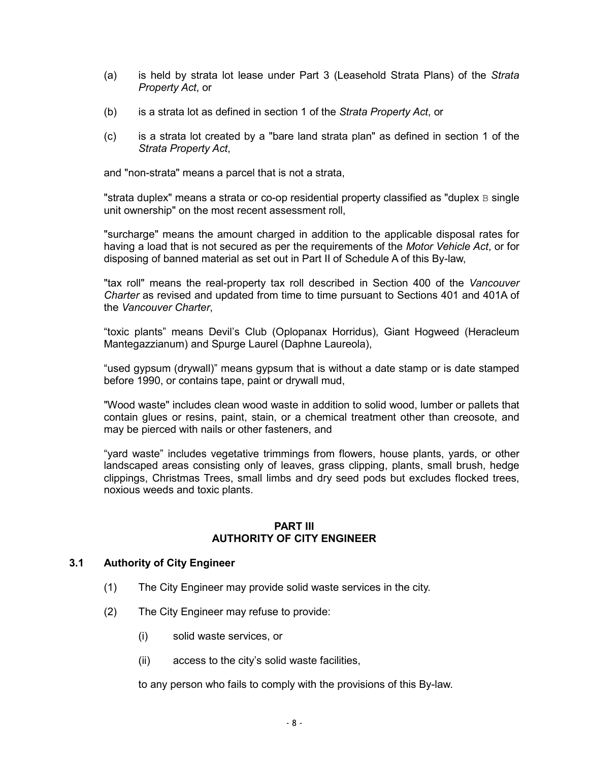(a) is held by strata lot lease under Part 3 (Leasehold Strata Plans) of the *Strata Property Act*, or

(b) is a strata lot as defined in section 1 of the *Strata Property Act*, or

(c) is a strata lot created by a "bare land strata plan" as defined in section 1 of the *Strata Property Act*,

and "non-strata" means a parcel that is not a strata,

"strata duplex" means a strata or co-op residential property classified as "duplex B single unit ownership" on the most recent assessment roll,

"surcharge" means the amount charged in addition to the applicable disposal rates for having a load that is not secured as per the requirements of the *Motor Vehicle Act*, or for disposing of banned material as set out in Part II of Schedule A of this By-law,

"tax roll" means the real-property tax roll described in Section 400 of the *Vancouver Charter* as revised and updated from time to time pursuant to Sections 401 and 401A of the *Vancouver Charter*,

"toxic plants" means Devil's Club (Oplopanax Horridus), Giant Hogweed (Heracleum Mantegazzianum) and Spurge Laurel (Daphne Laureola),

"used gypsum (drywall)" means gypsum that is without a date stamp or is date stamped before 1990, or contains tape, paint or drywall mud,

"Wood waste" includes clean wood waste in addition to solid wood, lumber or pallets that contain glues or resins, paint, stain, or a chemical treatment other than creosote, and may be pierced with nails or other fasteners, and

"yard waste" includes vegetative trimmings from flowers, house plants, yards, or other landscaped areas consisting only of leaves, grass clipping, plants, small brush, hedge clippings, Christmas Trees, small limbs and dry seed pods but excludes flocked trees, noxious weeds and toxic plants.

## PART III
## AUTHORITY OF CITY ENGINEER

### 3.1 Authority of City Engineer

(1) The City Engineer may provide solid waste services in the city.

(2) The City Engineer may refuse to provide:

(i) solid waste services, or

(ii) access to the city's solid waste facilities,

to any person who fails to comply with the provisions of this By-law.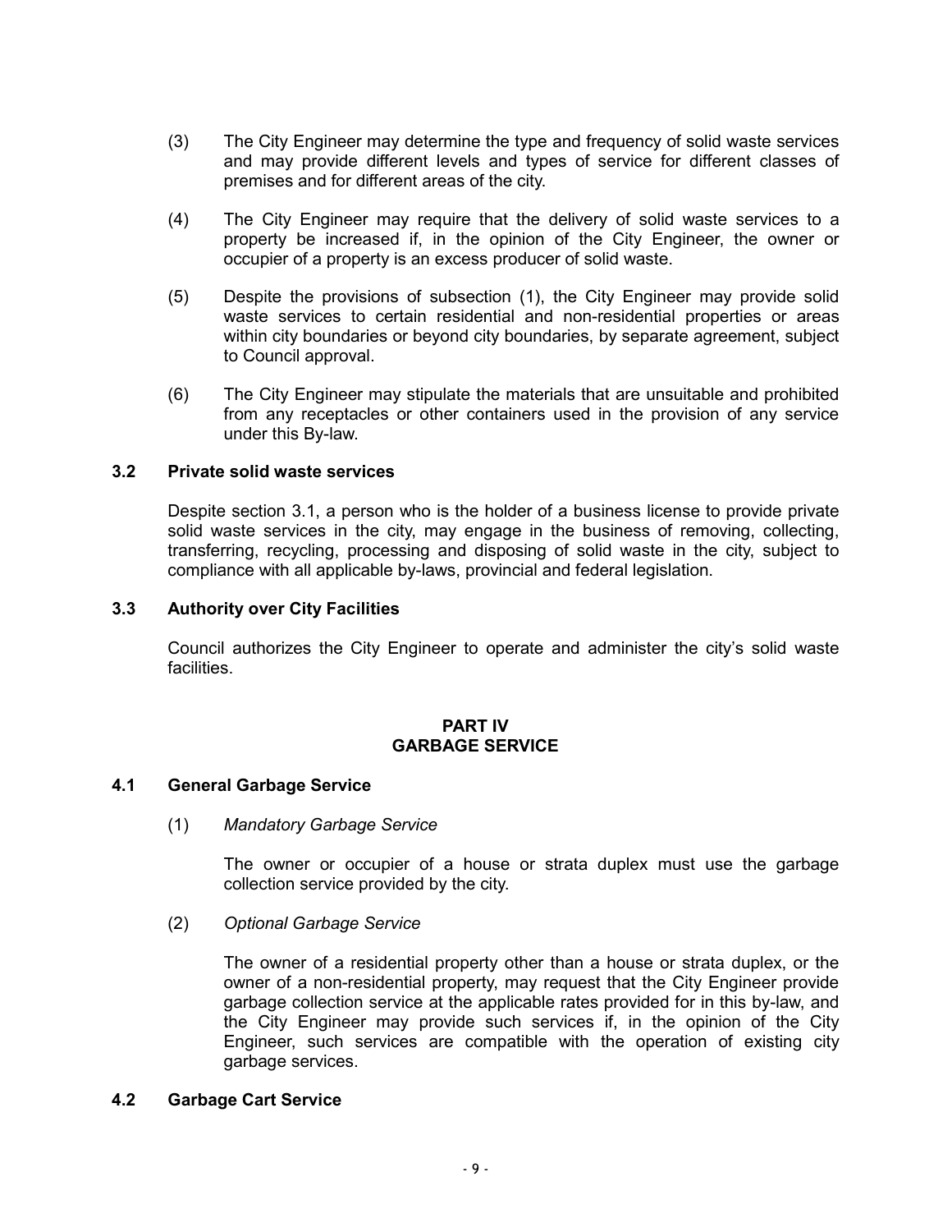(3) The City Engineer may determine the type and frequency of solid waste services and may provide different levels and types of service for different classes of premises and for different areas of the city.

(4) The City Engineer may require that the delivery of solid waste services to a property be increased if, in the opinion of the City Engineer, the owner or occupier of a property is an excess producer of solid waste.

(5) Despite the provisions of subsection (1), the City Engineer may provide solid waste services to certain residential and non-residential properties or areas within city boundaries or beyond city boundaries, by separate agreement, subject to Council approval.

(6) The City Engineer may stipulate the materials that are unsuitable and prohibited from any receptacles or other containers used in the provision of any service under this By-law.

**3.2 Private solid waste services**

Despite section 3.1, a person who is the holder of a business license to provide private solid waste services in the city, may engage in the business of removing, collecting, transferring, recycling, processing and disposing of solid waste in the city, subject to compliance with all applicable by-laws, provincial and federal legislation.

**3.3 Authority over City Facilities**

Council authorizes the City Engineer to operate and administer the city's solid waste facilities.

## PART IV
## GARBAGE SERVICE

**4.1 General Garbage Service**

(1) *Mandatory Garbage Service*

The owner or occupier of a house or strata duplex must use the garbage collection service provided by the city.

(2) *Optional Garbage Service*

The owner of a residential property other than a house or strata duplex, or the owner of a non-residential property, may request that the City Engineer provide garbage collection service at the applicable rates provided for in this by-law, and the City Engineer may provide such services if, in the opinion of the City Engineer, such services are compatible with the operation of existing city garbage services.

**4.2 Garbage Cart Service**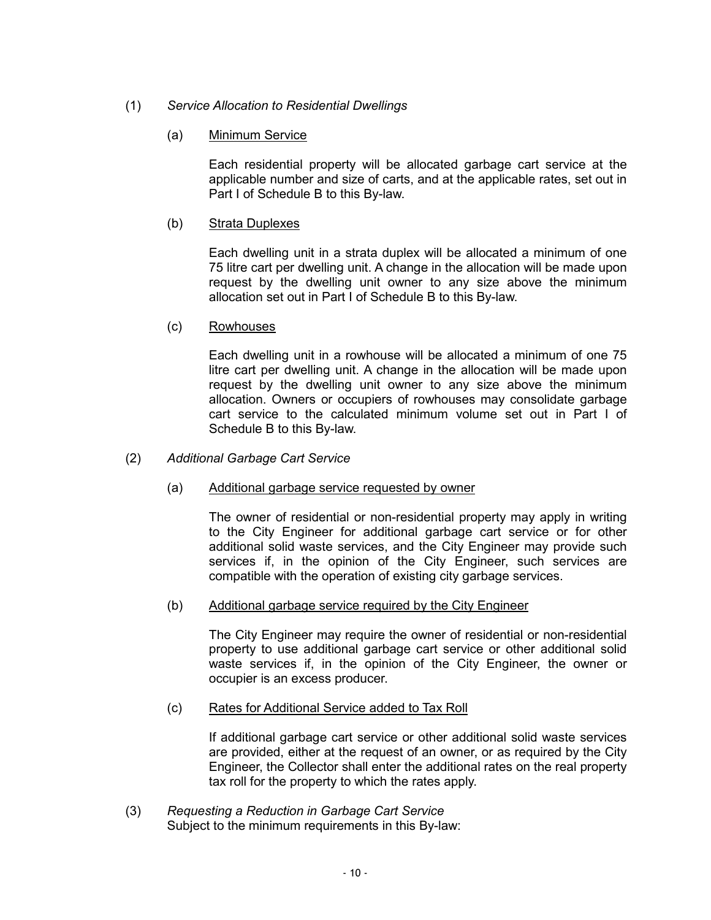(1) *Service Allocation to Residential Dwellings*

(a) Minimum Service

Each residential property will be allocated garbage cart service at the applicable number and size of carts, and at the applicable rates, set out in Part I of Schedule B to this By-law.

(b) Strata Duplexes

Each dwelling unit in a strata duplex will be allocated a minimum of one 75 litre cart per dwelling unit. A change in the allocation will be made upon request by the dwelling unit owner to any size above the minimum allocation set out in Part I of Schedule B to this By-law.

(c) Rowhouses

Each dwelling unit in a rowhouse will be allocated a minimum of one 75 litre cart per dwelling unit. A change in the allocation will be made upon request by the dwelling unit owner to any size above the minimum allocation. Owners or occupiers of rowhouses may consolidate garbage cart service to the calculated minimum volume set out in Part I of Schedule B to this By-law.

(2) *Additional Garbage Cart Service*

(a) Additional garbage service requested by owner

The owner of residential or non-residential property may apply in writing to the City Engineer for additional garbage cart service or for other additional solid waste services, and the City Engineer may provide such services if, in the opinion of the City Engineer, such services are compatible with the operation of existing city garbage services.

(b) Additional garbage service required by the City Engineer

The City Engineer may require the owner of residential or non-residential property to use additional garbage cart service or other additional solid waste services if, in the opinion of the City Engineer, the owner or occupier is an excess producer.

(c) Rates for Additional Service added to Tax Roll

If additional garbage cart service or other additional solid waste services are provided, either at the request of an owner, or as required by the City Engineer, the Collector shall enter the additional rates on the real property tax roll for the property to which the rates apply.

(3) *Requesting a Reduction in Garbage Cart Service*
Subject to the minimum requirements in this By-law: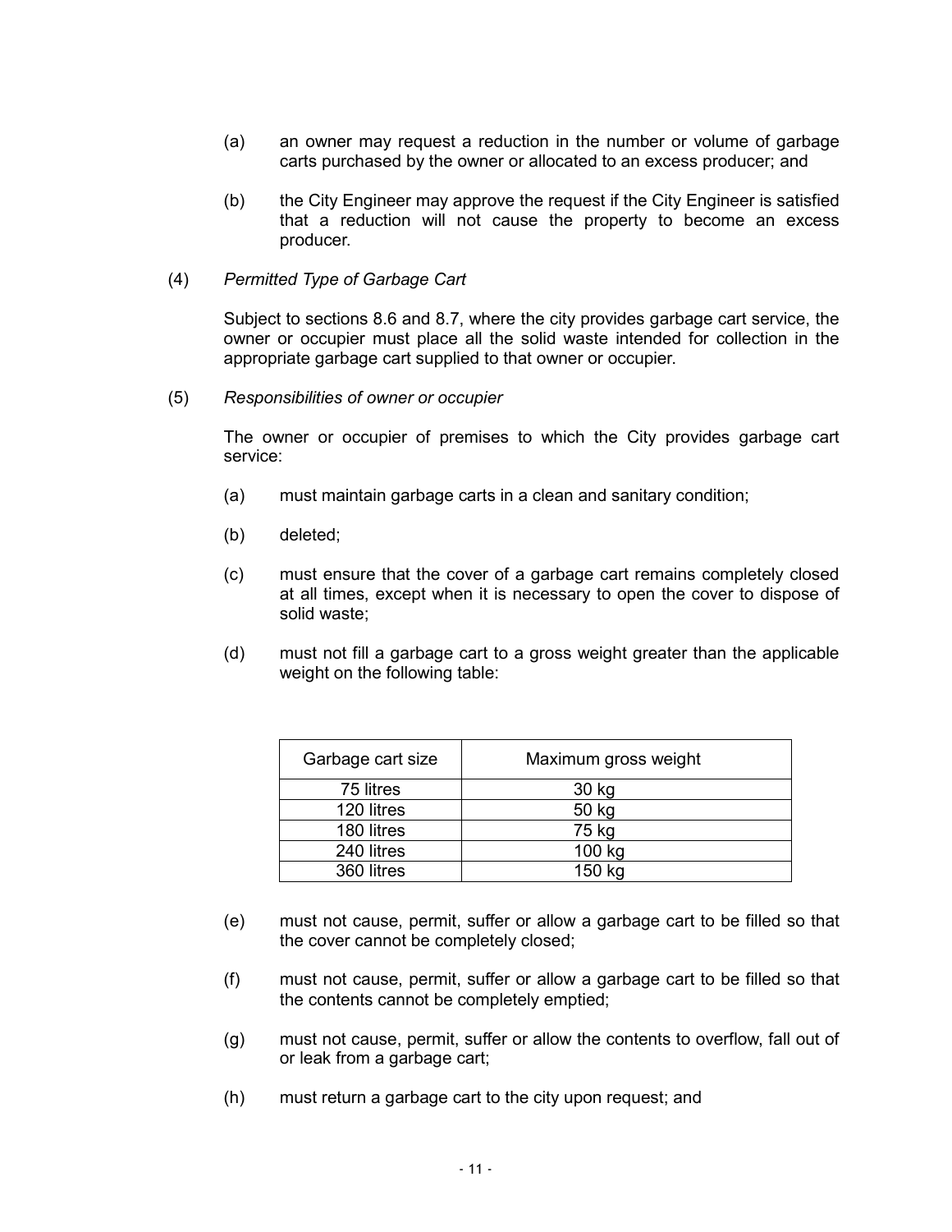(a) an owner may request a reduction in the number or volume of garbage carts purchased by the owner or allocated to an excess producer; and

(b) the City Engineer may approve the request if the City Engineer is satisfied that a reduction will not cause the property to become an excess producer.

(4) *Permitted Type of Garbage Cart*

Subject to sections 8.6 and 8.7, where the city provides garbage cart service, the owner or occupier must place all the solid waste intended for collection in the appropriate garbage cart supplied to that owner or occupier.

(5) *Responsibilities of owner or occupier*

The owner or occupier of premises to which the City provides garbage cart service:

(a) must maintain garbage carts in a clean and sanitary condition;

(b) deleted;

(c) must ensure that the cover of a garbage cart remains completely closed at all times, except when it is necessary to open the cover to dispose of solid waste;

(d) must not fill a garbage cart to a gross weight greater than the applicable weight on the following table:

| Garbage cart size | Maximum gross weight |
| --- | --- |
| 75 litres | 30 kg |
| 120 litres | 50 kg |
| 180 litres | 75 kg |
| 240 litres | 100 kg |
| 360 litres | 150 kg |

(e) must not cause, permit, suffer or allow a garbage cart to be filled so that the cover cannot be completely closed;

(f) must not cause, permit, suffer or allow a garbage cart to be filled so that the contents cannot be completely emptied;

(g) must not cause, permit, suffer or allow the contents to overflow, fall out of or leak from a garbage cart;

(h) must return a garbage cart to the city upon request; and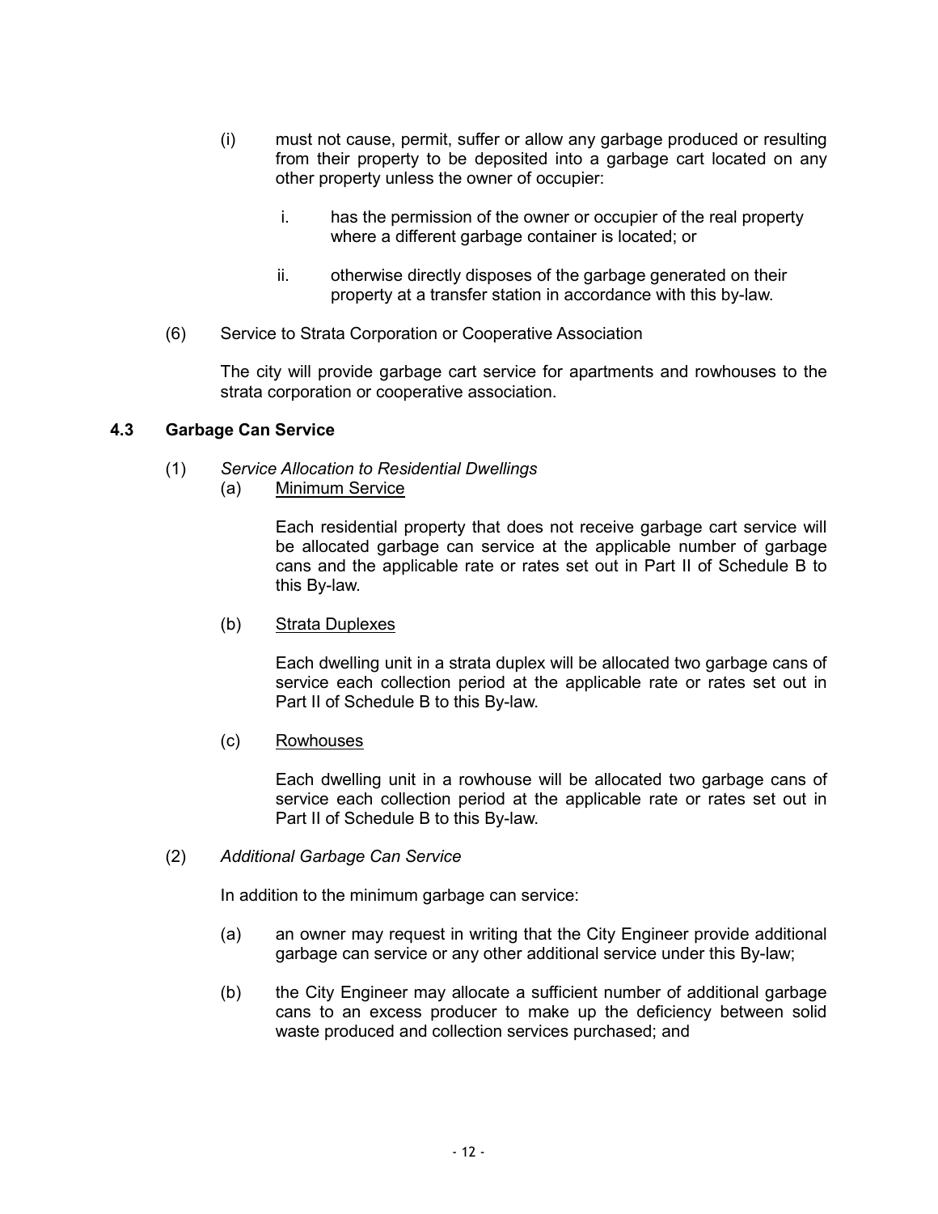(i) must not cause, permit, suffer or allow any garbage produced or resulting from their property to be deposited into a garbage cart located on any other property unless the owner of occupier:

   i. has the permission of the owner or occupier of the real property where a different garbage container is located; or

   ii. otherwise directly disposes of the garbage generated on their property at a transfer station in accordance with this by-law.

(6) Service to Strata Corporation or Cooperative Association

The city will provide garbage cart service for apartments and rowhouses to the strata corporation or cooperative association.

### 4.3 Garbage Can Service

(1) *Service Allocation to Residential Dwellings*

(a) Minimum Service

Each residential property that does not receive garbage cart service will be allocated garbage can service at the applicable number of garbage cans and the applicable rate or rates set out in Part II of Schedule B to this By-law.

(b) Strata Duplexes

Each dwelling unit in a strata duplex will be allocated two garbage cans of service each collection period at the applicable rate or rates set out in Part II of Schedule B to this By-law.

(c) Rowhouses

Each dwelling unit in a rowhouse will be allocated two garbage cans of service each collection period at the applicable rate or rates set out in Part II of Schedule B to this By-law.

(2) *Additional Garbage Can Service*

In addition to the minimum garbage can service:

(a) an owner may request in writing that the City Engineer provide additional garbage can service or any other additional service under this By-law;

(b) the City Engineer may allocate a sufficient number of additional garbage cans to an excess producer to make up the deficiency between solid waste produced and collection services purchased; and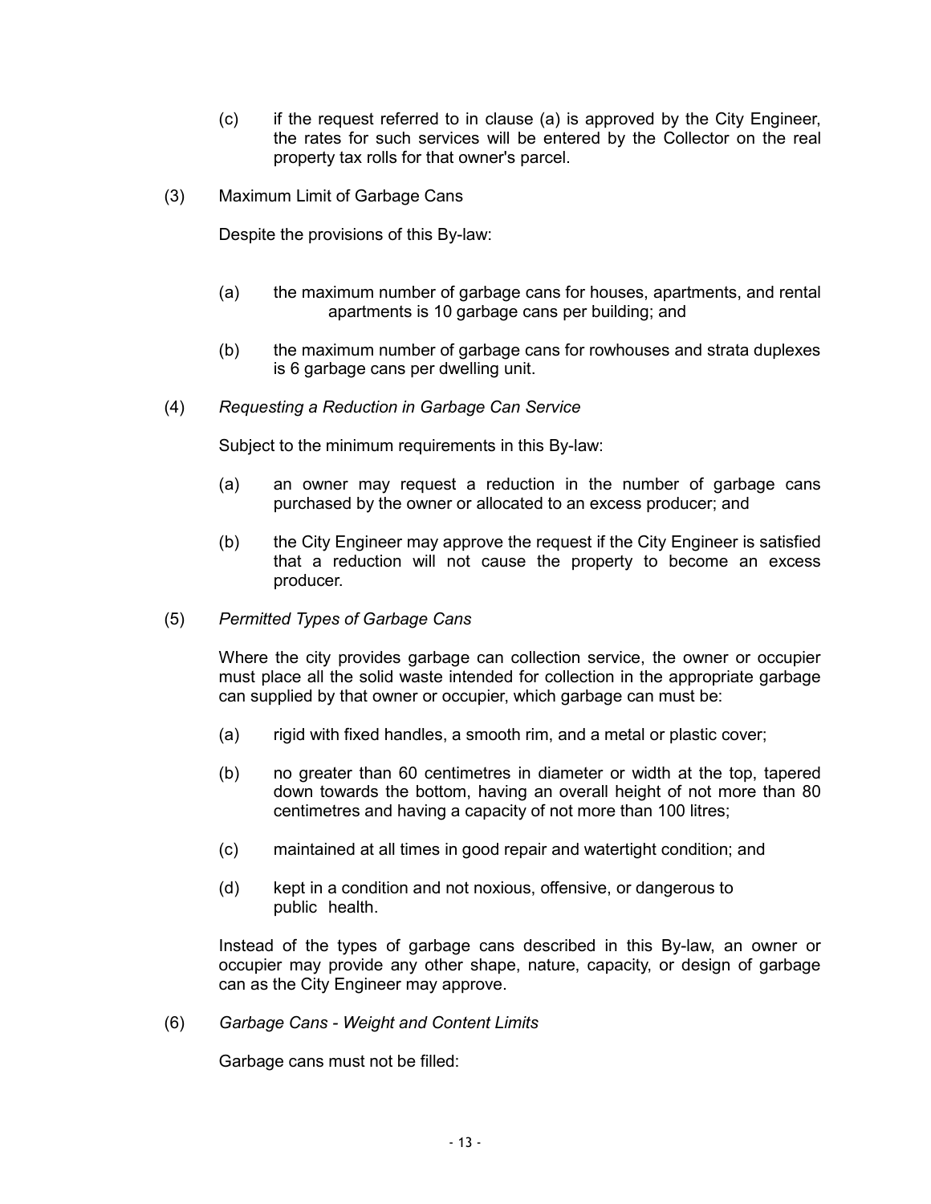(c) if the request referred to in clause (a) is approved by the City Engineer, the rates for such services will be entered by the Collector on the real property tax rolls for that owner's parcel.

(3) Maximum Limit of Garbage Cans

Despite the provisions of this By-law:

(a) the maximum number of garbage cans for houses, apartments, and rental apartments is 10 garbage cans per building; and

(b) the maximum number of garbage cans for rowhouses and strata duplexes is 6 garbage cans per dwelling unit.

(4) *Requesting a Reduction in Garbage Can Service*

Subject to the minimum requirements in this By-law:

(a) an owner may request a reduction in the number of garbage cans purchased by the owner or allocated to an excess producer; and

(b) the City Engineer may approve the request if the City Engineer is satisfied that a reduction will not cause the property to become an excess producer.

(5) *Permitted Types of Garbage Cans*

Where the city provides garbage can collection service, the owner or occupier must place all the solid waste intended for collection in the appropriate garbage can supplied by that owner or occupier, which garbage can must be:

(a) rigid with fixed handles, a smooth rim, and a metal or plastic cover;

(b) no greater than 60 centimetres in diameter or width at the top, tapered down towards the bottom, having an overall height of not more than 80 centimetres and having a capacity of not more than 100 litres;

(c) maintained at all times in good repair and watertight condition; and

(d) kept in a condition and not noxious, offensive, or dangerous to public health.

Instead of the types of garbage cans described in this By-law, an owner or occupier may provide any other shape, nature, capacity, or design of garbage can as the City Engineer may approve.

(6) *Garbage Cans - Weight and Content Limits*

Garbage cans must not be filled: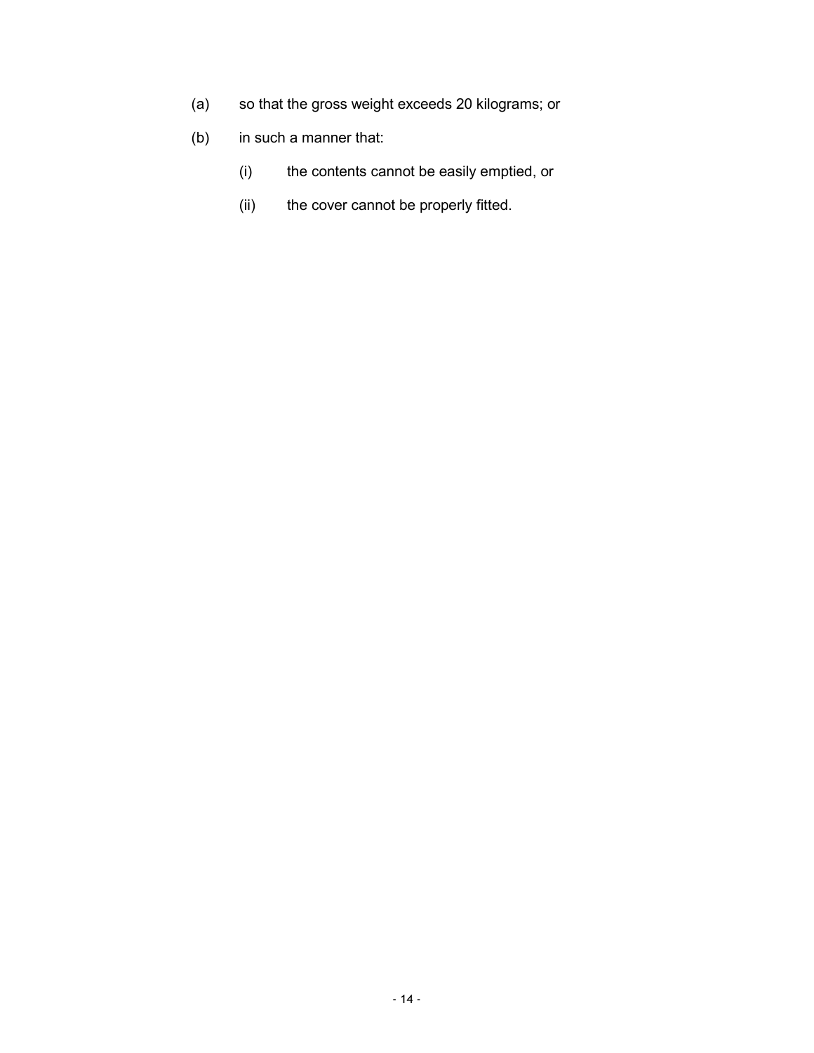(a) so that the gross weight exceeds 20 kilograms; or

(b) in such a manner that:

 (i) the contents cannot be easily emptied, or

 (ii) the cover cannot be properly fitted.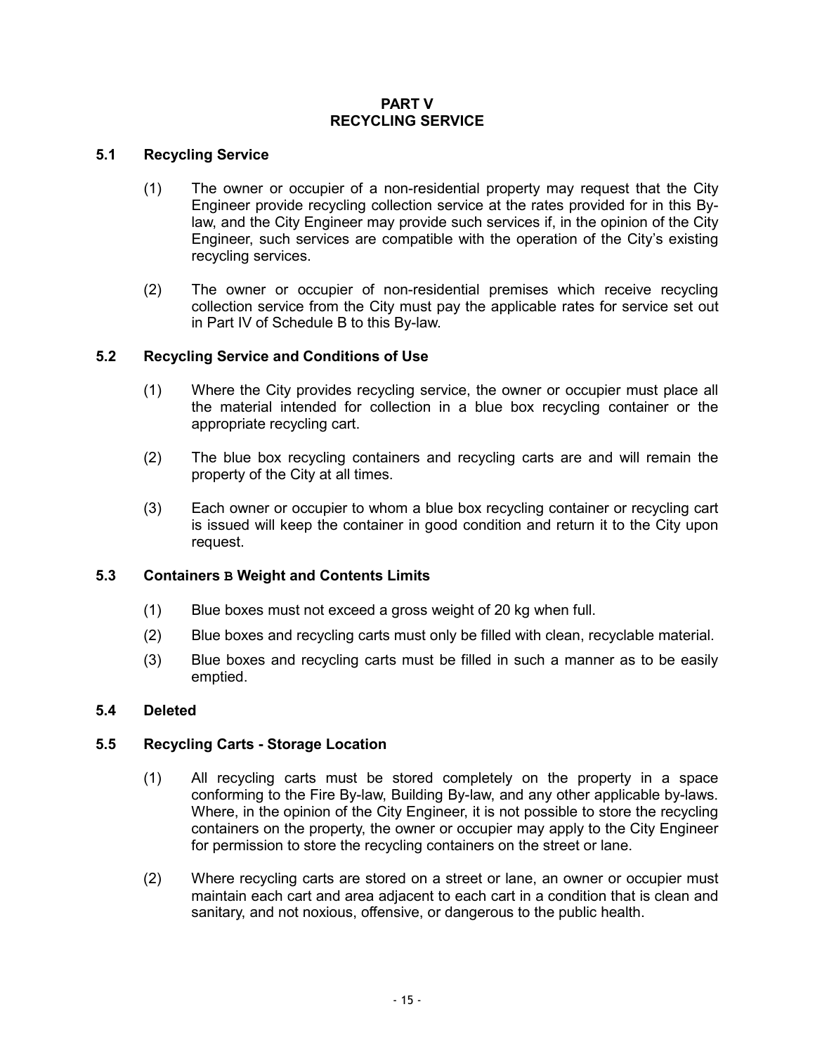# PART V
# RECYCLING SERVICE

## 5.1 Recycling Service

(1) The owner or occupier of a non-residential property may request that the City Engineer provide recycling collection service at the rates provided for in this By-law, and the City Engineer may provide such services if, in the opinion of the City Engineer, such services are compatible with the operation of the City's existing recycling services.

(2) The owner or occupier of non-residential premises which receive recycling collection service from the City must pay the applicable rates for service set out in Part IV of Schedule B to this By-law.

## 5.2 Recycling Service and Conditions of Use

(1) Where the City provides recycling service, the owner or occupier must place all the material intended for collection in a blue box recycling container or the appropriate recycling cart.

(2) The blue box recycling containers and recycling carts are and will remain the property of the City at all times.

(3) Each owner or occupier to whom a blue box recycling container or recycling cart is issued will keep the container in good condition and return it to the City upon request.

## 5.3 Containers B Weight and Contents Limits

(1) Blue boxes must not exceed a gross weight of 20 kg when full.

(2) Blue boxes and recycling carts must only be filled with clean, recyclable material.

(3) Blue boxes and recycling carts must be filled in such a manner as to be easily emptied.

## 5.4 Deleted

## 5.5 Recycling Carts - Storage Location

(1) All recycling carts must be stored completely on the property in a space conforming to the Fire By-law, Building By-law, and any other applicable by-laws. Where, in the opinion of the City Engineer, it is not possible to store the recycling containers on the property, the owner or occupier may apply to the City Engineer for permission to store the recycling containers on the street or lane.

(2) Where recycling carts are stored on a street or lane, an owner or occupier must maintain each cart and area adjacent to each cart in a condition that is clean and sanitary, and not noxious, offensive, or dangerous to the public health.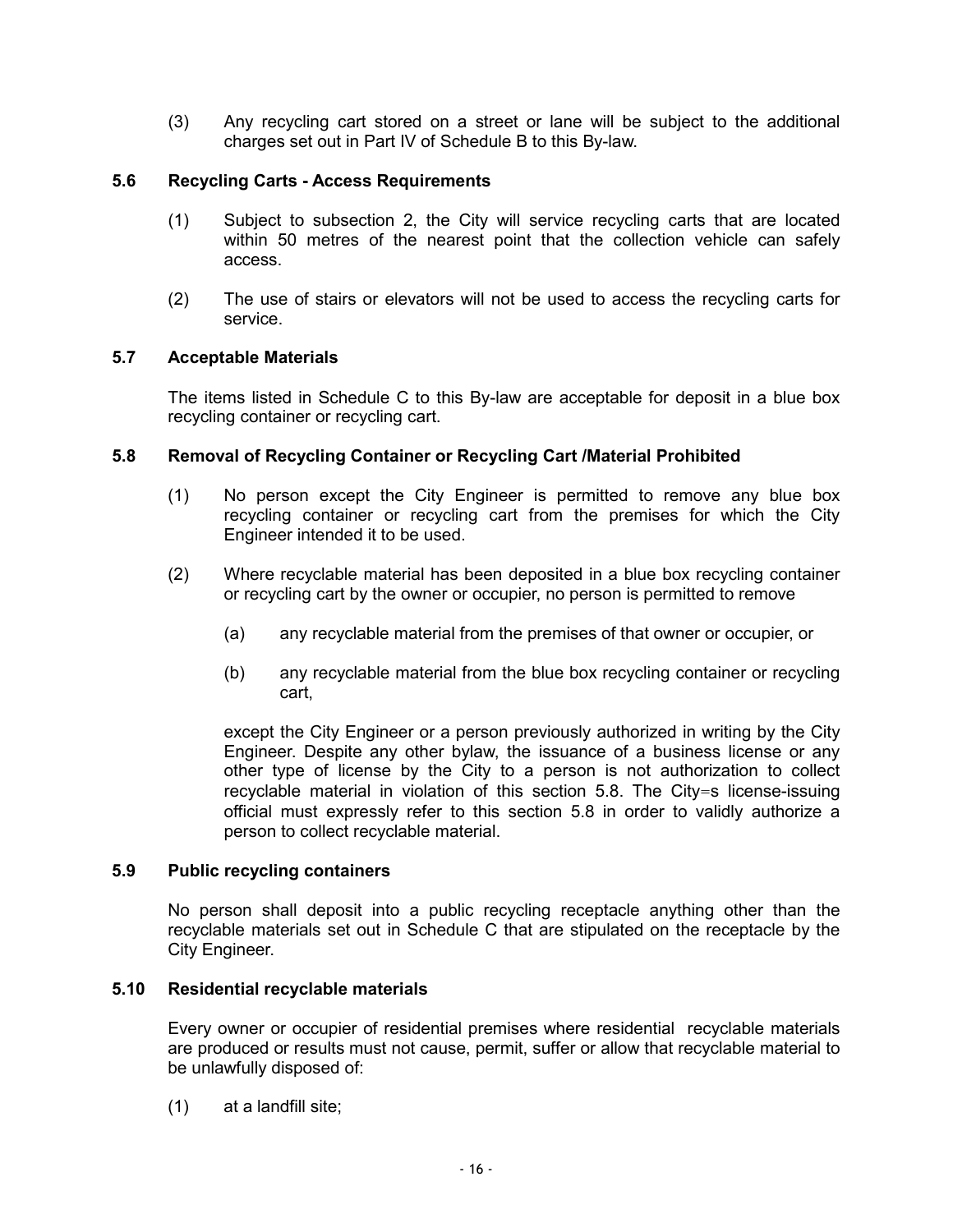(3) Any recycling cart stored on a street or lane will be subject to the additional charges set out in Part IV of Schedule B to this By-law.

### 5.6 Recycling Carts - Access Requirements

(1) Subject to subsection 2, the City will service recycling carts that are located within 50 metres of the nearest point that the collection vehicle can safely access.

(2) The use of stairs or elevators will not be used to access the recycling carts for service.

### 5.7 Acceptable Materials

The items listed in Schedule C to this By-law are acceptable for deposit in a blue box recycling container or recycling cart.

### 5.8 Removal of Recycling Container or Recycling Cart /Material Prohibited

(1) No person except the City Engineer is permitted to remove any blue box recycling container or recycling cart from the premises for which the City Engineer intended it to be used.

(2) Where recyclable material has been deposited in a blue box recycling container or recycling cart by the owner or occupier, no person is permitted to remove

(a) any recyclable material from the premises of that owner or occupier, or

(b) any recyclable material from the blue box recycling container or recycling cart,

except the City Engineer or a person previously authorized in writing by the City Engineer. Despite any other bylaw, the issuance of a business license or any other type of license by the City to a person is not authorization to collect recyclable material in violation of this section 5.8. The City=s license-issuing official must expressly refer to this section 5.8 in order to validly authorize a person to collect recyclable material.

### 5.9 Public recycling containers

No person shall deposit into a public recycling receptacle anything other than the recyclable materials set out in Schedule C that are stipulated on the receptacle by the City Engineer.

### 5.10 Residential recyclable materials

Every owner or occupier of residential premises where residential recyclable materials are produced or results must not cause, permit, suffer or allow that recyclable material to be unlawfully disposed of:

(1) at a landfill site;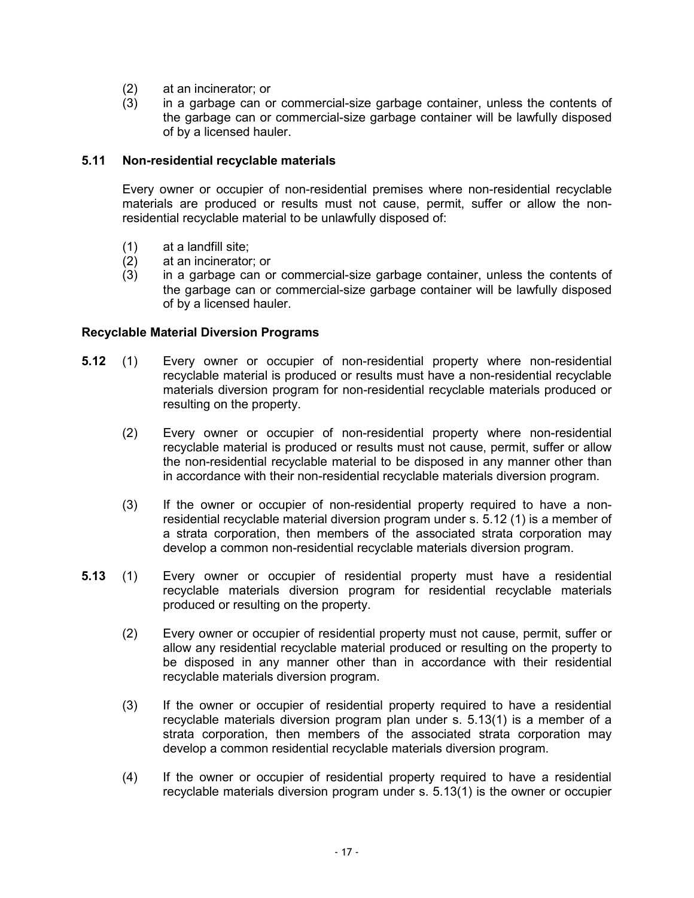(2) at an incinerator; or
(3) in a garbage can or commercial-size garbage container, unless the contents of the garbage can or commercial-size garbage container will be lawfully disposed of by a licensed hauler.

**5.11 Non-residential recyclable materials**

Every owner or occupier of non-residential premises where non-residential recyclable materials are produced or results must not cause, permit, suffer or allow the non-residential recyclable material to be unlawfully disposed of:

(1) at a landfill site;
(2) at an incinerator; or
(3) in a garbage can or commercial-size garbage container, unless the contents of the garbage can or commercial-size garbage container will be lawfully disposed of by a licensed hauler.

**Recyclable Material Diversion Programs**

**5.12** (1) Every owner or occupier of non-residential property where non-residential recyclable material is produced or results must have a non-residential recyclable materials diversion program for non-residential recyclable materials produced or resulting on the property.

(2) Every owner or occupier of non-residential property where non-residential recyclable material is produced or results must not cause, permit, suffer or allow the non-residential recyclable material to be disposed in any manner other than in accordance with their non-residential recyclable materials diversion program.

(3) If the owner or occupier of non-residential property required to have a non-residential recyclable material diversion program under s. 5.12 (1) is a member of a strata corporation, then members of the associated strata corporation may develop a common non-residential recyclable materials diversion program.

**5.13** (1) Every owner or occupier of residential property must have a residential recyclable materials diversion program for residential recyclable materials produced or resulting on the property.

(2) Every owner or occupier of residential property must not cause, permit, suffer or allow any residential recyclable material produced or resulting on the property to be disposed in any manner other than in accordance with their residential recyclable materials diversion program.

(3) If the owner or occupier of residential property required to have a residential recyclable materials diversion program plan under s. 5.13(1) is a member of a strata corporation, then members of the associated strata corporation may develop a common residential recyclable materials diversion program.

(4) If the owner or occupier of residential property required to have a residential recyclable materials diversion program under s. 5.13(1) is the owner or occupier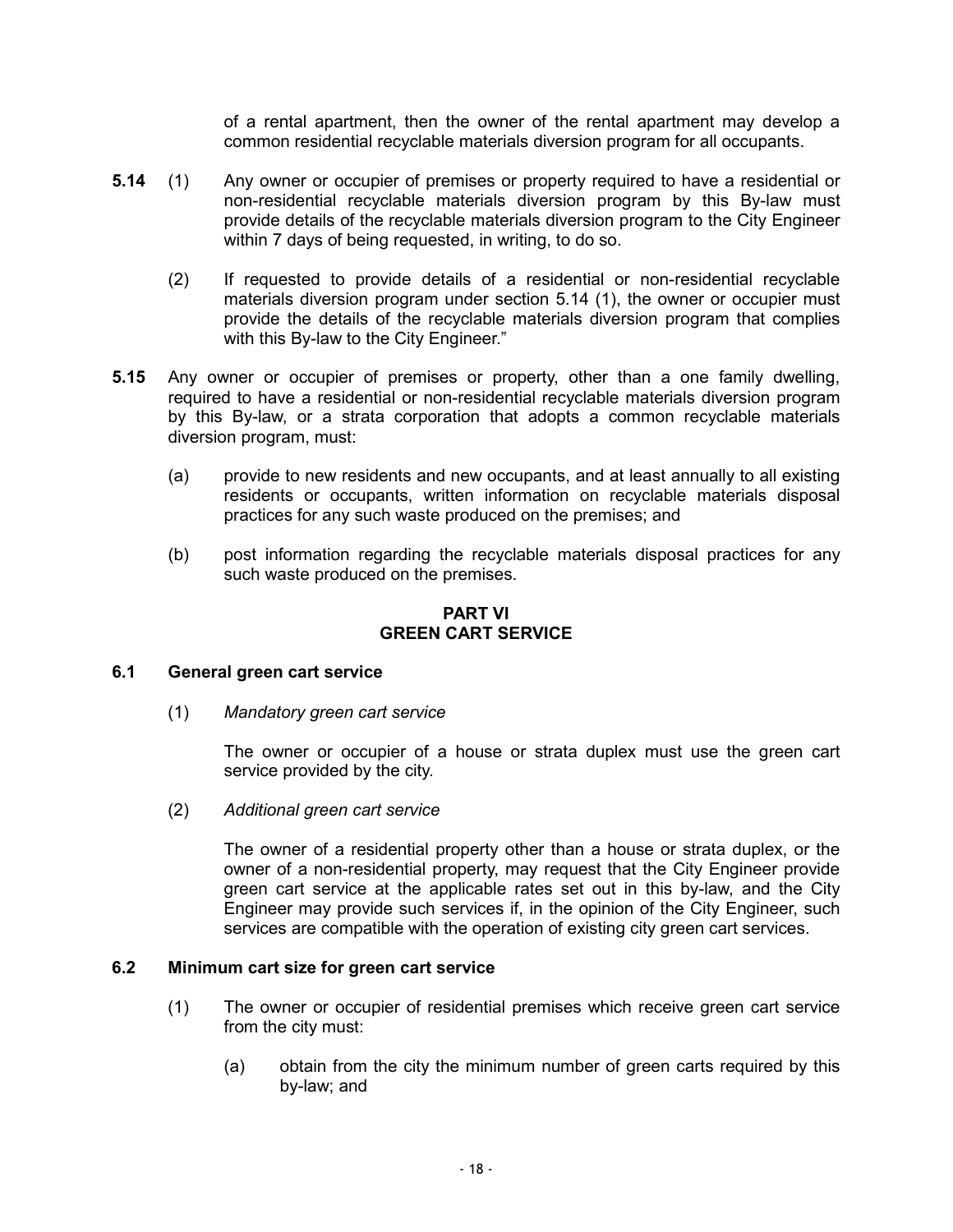of a rental apartment, then the owner of the rental apartment may develop a common residential recyclable materials diversion program for all occupants.

**5.14** (1) Any owner or occupier of premises or property required to have a residential or non-residential recyclable materials diversion program by this By-law must provide details of the recyclable materials diversion program to the City Engineer within 7 days of being requested, in writing, to do so.

(2) If requested to provide details of a residential or non-residential recyclable materials diversion program under section 5.14 (1), the owner or occupier must provide the details of the recyclable materials diversion program that complies with this By-law to the City Engineer."

**5.15** Any owner or occupier of premises or property, other than a one family dwelling, required to have a residential or non-residential recyclable materials diversion program by this By-law, or a strata corporation that adopts a common recyclable materials diversion program, must:

(a) provide to new residents and new occupants, and at least annually to all existing residents or occupants, written information on recyclable materials disposal practices for any such waste produced on the premises; and

(b) post information regarding the recyclable materials disposal practices for any such waste produced on the premises.

## PART VI
## GREEN CART SERVICE

### 6.1 General green cart service

(1) *Mandatory green cart service*

The owner or occupier of a house or strata duplex must use the green cart service provided by the city.

(2) *Additional green cart service*

The owner of a residential property other than a house or strata duplex, or the owner of a non-residential property, may request that the City Engineer provide green cart service at the applicable rates set out in this by-law, and the City Engineer may provide such services if, in the opinion of the City Engineer, such services are compatible with the operation of existing city green cart services.

### 6.2 Minimum cart size for green cart service

(1) The owner or occupier of residential premises which receive green cart service from the city must:

(a) obtain from the city the minimum number of green carts required by this by-law; and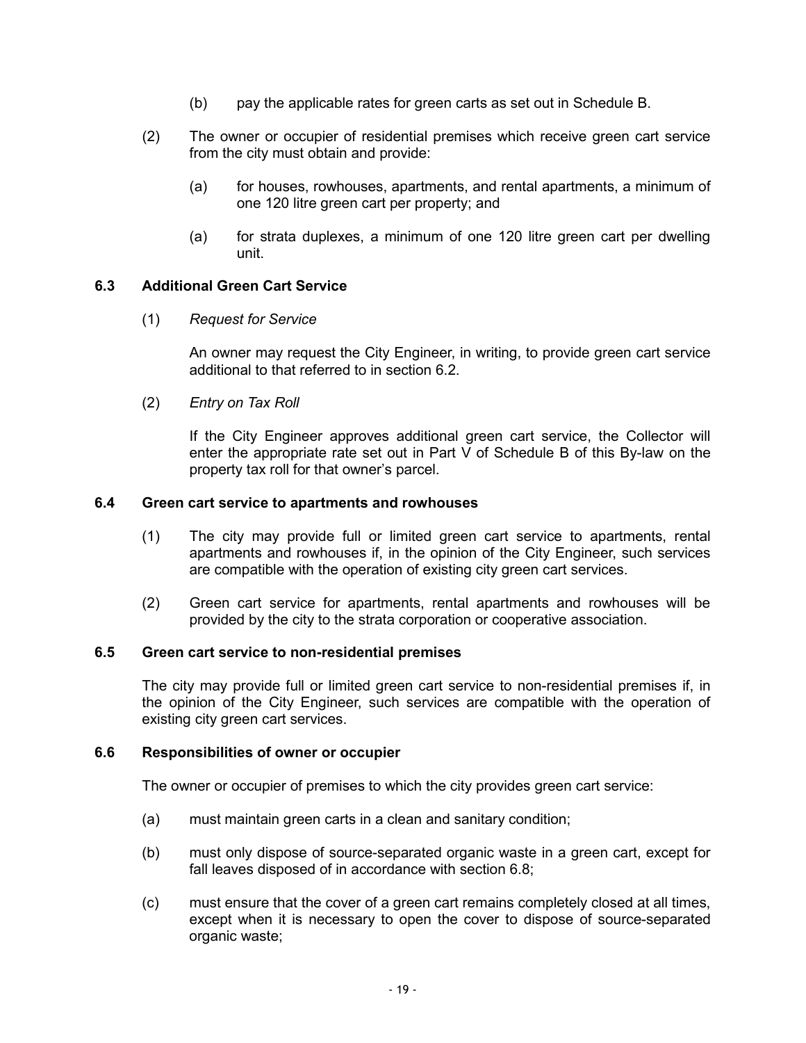(b) pay the applicable rates for green carts as set out in Schedule B.

(2) The owner or occupier of residential premises which receive green cart service from the city must obtain and provide:

(a) for houses, rowhouses, apartments, and rental apartments, a minimum of one 120 litre green cart per property; and

(a) for strata duplexes, a minimum of one 120 litre green cart per dwelling unit.

### 6.3 Additional Green Cart Service

(1) *Request for Service*

An owner may request the City Engineer, in writing, to provide green cart service additional to that referred to in section 6.2.

(2) *Entry on Tax Roll*

If the City Engineer approves additional green cart service, the Collector will enter the appropriate rate set out in Part V of Schedule B of this By-law on the property tax roll for that owner's parcel.

### 6.4 Green cart service to apartments and rowhouses

(1) The city may provide full or limited green cart service to apartments, rental apartments and rowhouses if, in the opinion of the City Engineer, such services are compatible with the operation of existing city green cart services.

(2) Green cart service for apartments, rental apartments and rowhouses will be provided by the city to the strata corporation or cooperative association.

### 6.5 Green cart service to non-residential premises

The city may provide full or limited green cart service to non-residential premises if, in the opinion of the City Engineer, such services are compatible with the operation of existing city green cart services.

### 6.6 Responsibilities of owner or occupier

The owner or occupier of premises to which the city provides green cart service:

(a) must maintain green carts in a clean and sanitary condition;

(b) must only dispose of source-separated organic waste in a green cart, except for fall leaves disposed of in accordance with section 6.8;

(c) must ensure that the cover of a green cart remains completely closed at all times, except when it is necessary to open the cover to dispose of source-separated organic waste;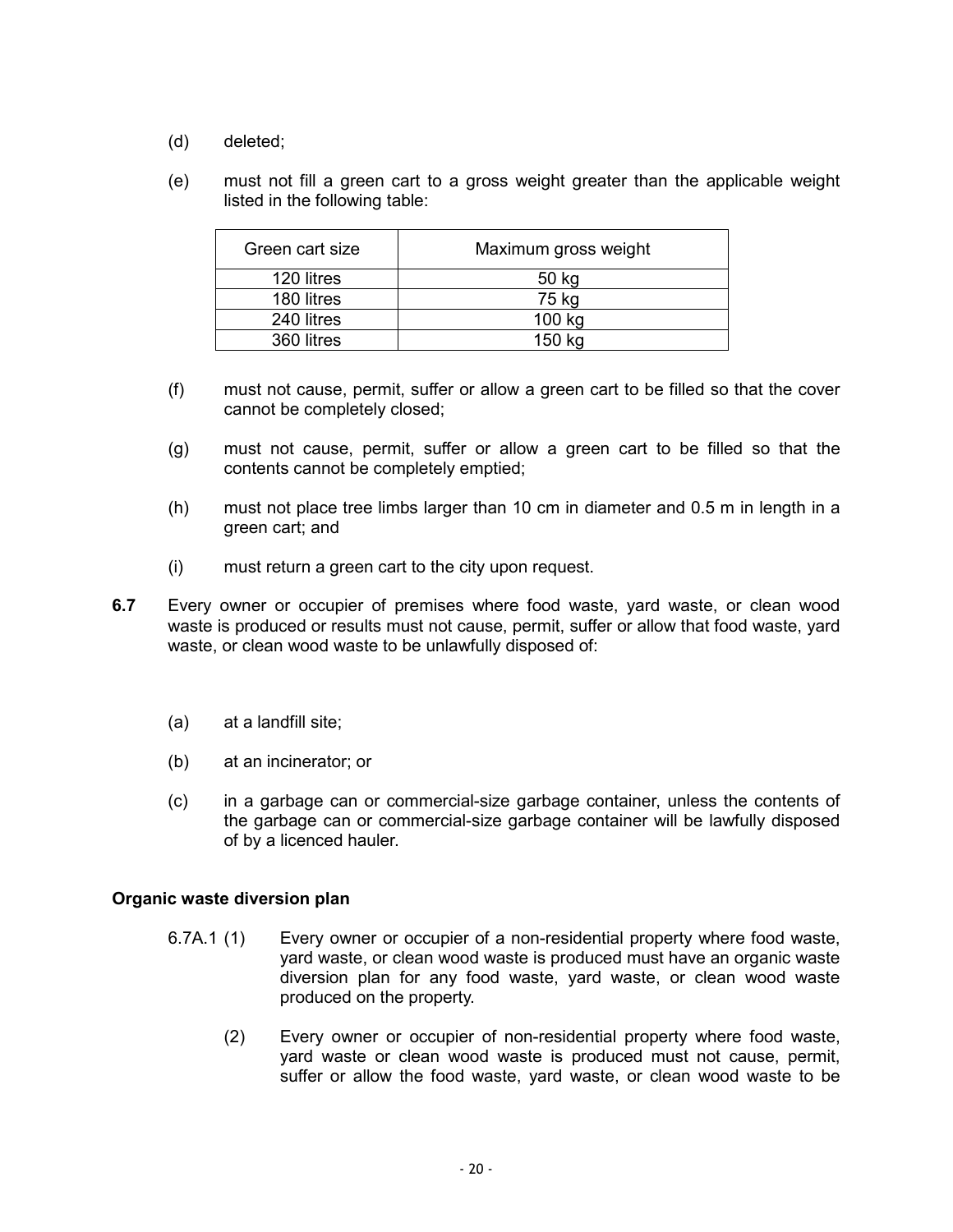(d) deleted;

(e) must not fill a green cart to a gross weight greater than the applicable weight listed in the following table:

| Green cart size | Maximum gross weight |
|---|---|
| 120 litres | 50 kg |
| 180 litres | 75 kg |
| 240 litres | 100 kg |
| 360 litres | 150 kg |

(f) must not cause, permit, suffer or allow a green cart to be filled so that the cover cannot be completely closed;

(g) must not cause, permit, suffer or allow a green cart to be filled so that the contents cannot be completely emptied;

(h) must not place tree limbs larger than 10 cm in diameter and 0.5 m in length in a green cart; and

(i) must return a green cart to the city upon request.

**6.7** Every owner or occupier of premises where food waste, yard waste, or clean wood waste is produced or results must not cause, permit, suffer or allow that food waste, yard waste, or clean wood waste to be unlawfully disposed of:

(a) at a landfill site;

(b) at an incinerator; or

(c) in a garbage can or commercial-size garbage container, unless the contents of the garbage can or commercial-size garbage container will be lawfully disposed of by a licenced hauler.

**Organic waste diversion plan**

6.7A.1 (1) Every owner or occupier of a non-residential property where food waste, yard waste, or clean wood waste is produced must have an organic waste diversion plan for any food waste, yard waste, or clean wood waste produced on the property.

(2) Every owner or occupier of non-residential property where food waste, yard waste or clean wood waste is produced must not cause, permit, suffer or allow the food waste, yard waste, or clean wood waste to be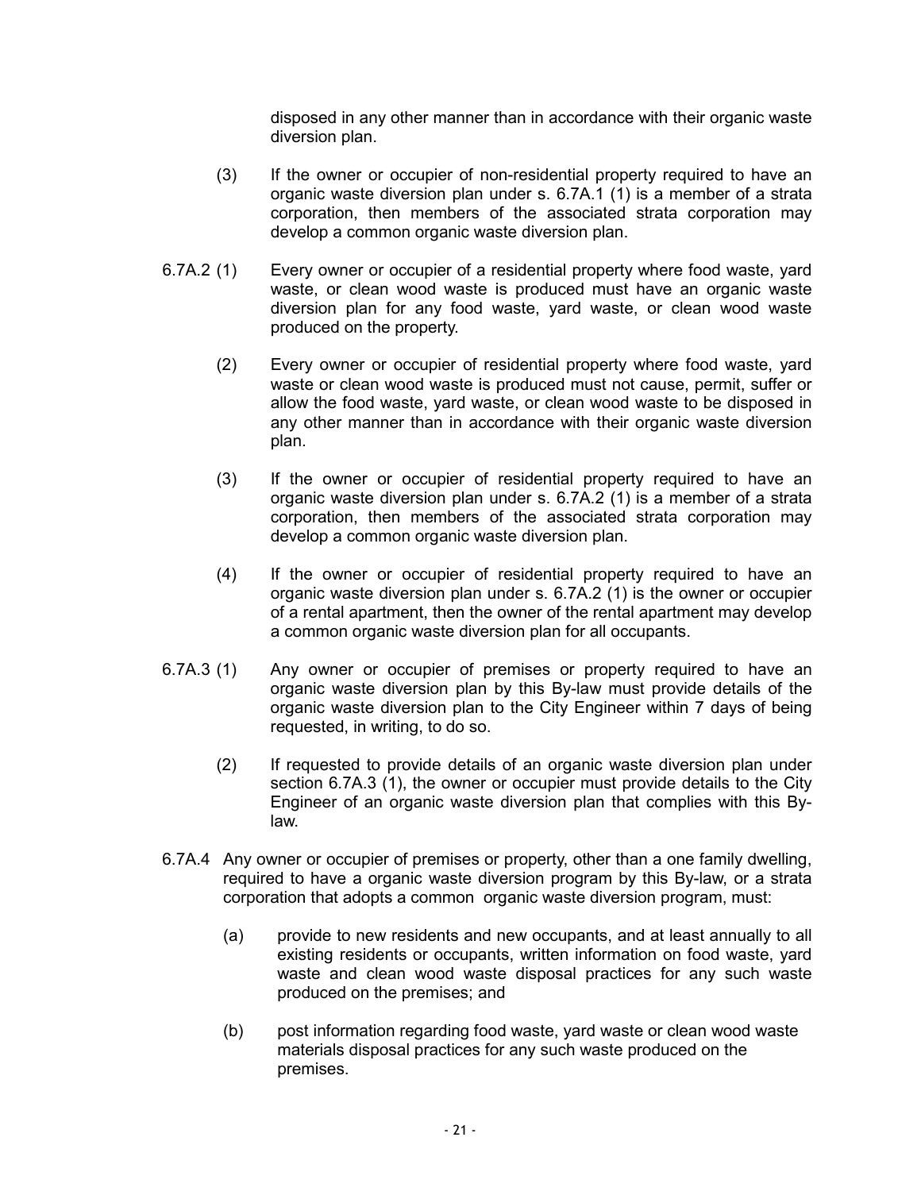disposed in any other manner than in accordance with their organic waste diversion plan.

(3) If the owner or occupier of non-residential property required to have an organic waste diversion plan under s. 6.7A.1 (1) is a member of a strata corporation, then members of the associated strata corporation may develop a common organic waste diversion plan.

6.7A.2 (1) Every owner or occupier of a residential property where food waste, yard waste, or clean wood waste is produced must have an organic waste diversion plan for any food waste, yard waste, or clean wood waste produced on the property.

(2) Every owner or occupier of residential property where food waste, yard waste or clean wood waste is produced must not cause, permit, suffer or allow the food waste, yard waste, or clean wood waste to be disposed in any other manner than in accordance with their organic waste diversion plan.

(3) If the owner or occupier of residential property required to have an organic waste diversion plan under s. 6.7A.2 (1) is a member of a strata corporation, then members of the associated strata corporation may develop a common organic waste diversion plan.

(4) If the owner or occupier of residential property required to have an organic waste diversion plan under s. 6.7A.2 (1) is the owner or occupier of a rental apartment, then the owner of the rental apartment may develop a common organic waste diversion plan for all occupants.

6.7A.3 (1) Any owner or occupier of premises or property required to have an organic waste diversion plan by this By-law must provide details of the organic waste diversion plan to the City Engineer within 7 days of being requested, in writing, to do so.

(2) If requested to provide details of an organic waste diversion plan under section 6.7A.3 (1), the owner or occupier must provide details to the City Engineer of an organic waste diversion plan that complies with this By-law.

6.7A.4 Any owner or occupier of premises or property, other than a one family dwelling, required to have a organic waste diversion program by this By-law, or a strata corporation that adopts a common organic waste diversion program, must:

(a) provide to new residents and new occupants, and at least annually to all existing residents or occupants, written information on food waste, yard waste and clean wood waste disposal practices for any such waste produced on the premises; and

(b) post information regarding food waste, yard waste or clean wood waste materials disposal practices for any such waste produced on the premises.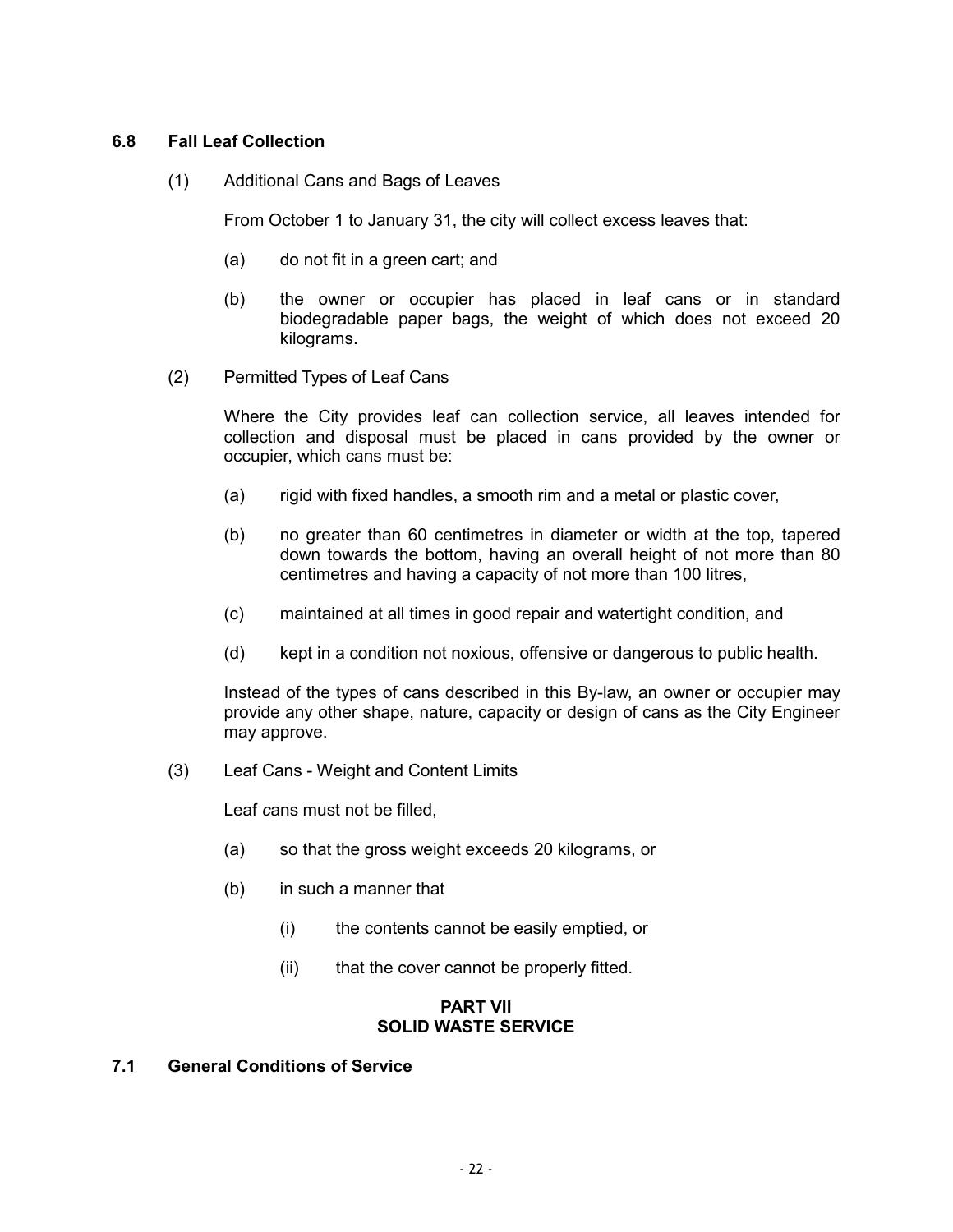### 6.8 Fall Leaf Collection

(1) Additional Cans and Bags of Leaves

From October 1 to January 31, the city will collect excess leaves that:

(a) do not fit in a green cart; and

(b) the owner or occupier has placed in leaf cans or in standard biodegradable paper bags, the weight of which does not exceed 20 kilograms.

(2) Permitted Types of Leaf Cans

Where the City provides leaf can collection service, all leaves intended for collection and disposal must be placed in cans provided by the owner or occupier, which cans must be:

(a) rigid with fixed handles, a smooth rim and a metal or plastic cover,

(b) no greater than 60 centimetres in diameter or width at the top, tapered down towards the bottom, having an overall height of not more than 80 centimetres and having a capacity of not more than 100 litres,

(c) maintained at all times in good repair and watertight condition, and

(d) kept in a condition not noxious, offensive or dangerous to public health.

Instead of the types of cans described in this By-law, an owner or occupier may provide any other shape, nature, capacity or design of cans as the City Engineer may approve.

(3) Leaf Cans - Weight and Content Limits

Leaf *c*ans must not be filled,

(a) so that the gross weight exceeds 20 kilograms, or

(b) in such a manner that

(i) the contents cannot be easily emptied, or

(ii) that the cover cannot be properly fitted.

## PART VII
## SOLID WASTE SERVICE

### 7.1 General Conditions of Service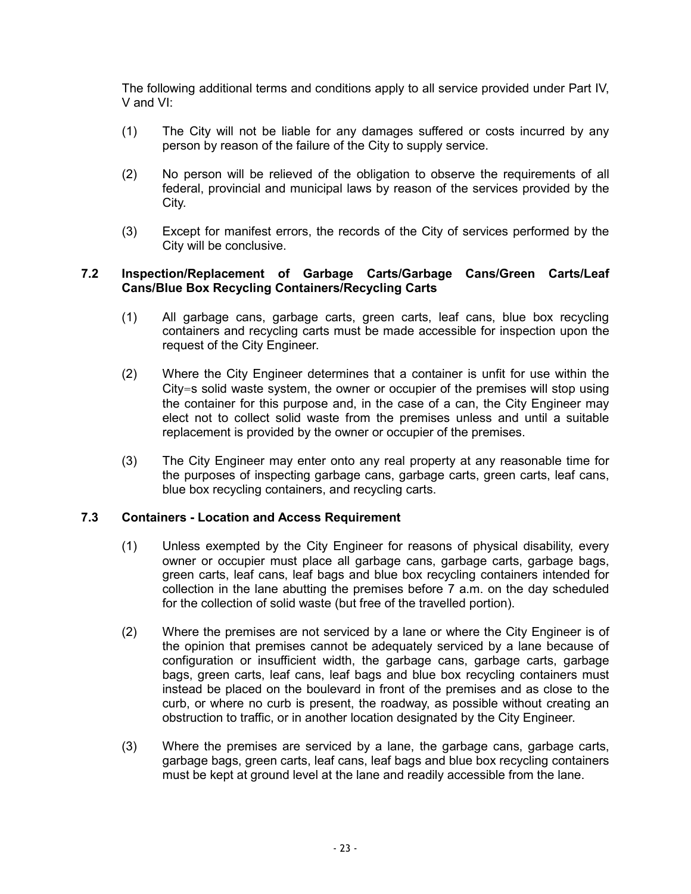The following additional terms and conditions apply to all service provided under Part IV, V and VI:

(1) The City will not be liable for any damages suffered or costs incurred by any person by reason of the failure of the City to supply service.

(2) No person will be relieved of the obligation to observe the requirements of all federal, provincial and municipal laws by reason of the services provided by the City.

(3) Except for manifest errors, the records of the City of services performed by the City will be conclusive.

### 7.2 Inspection/Replacement of Garbage Carts/Garbage Cans/Green Carts/Leaf Cans/Blue Box Recycling Containers/Recycling Carts

(1) All garbage cans, garbage carts, green carts, leaf cans, blue box recycling containers and recycling carts must be made accessible for inspection upon the request of the City Engineer.

(2) Where the City Engineer determines that a container is unfit for use within the City=s solid waste system, the owner or occupier of the premises will stop using the container for this purpose and, in the case of a can, the City Engineer may elect not to collect solid waste from the premises unless and until a suitable replacement is provided by the owner or occupier of the premises.

(3) The City Engineer may enter onto any real property at any reasonable time for the purposes of inspecting garbage cans, garbage carts, green carts, leaf cans, blue box recycling containers, and recycling carts.

### 7.3 Containers - Location and Access Requirement

(1) Unless exempted by the City Engineer for reasons of physical disability, every owner or occupier must place all garbage cans, garbage carts, garbage bags, green carts, leaf cans, leaf bags and blue box recycling containers intended for collection in the lane abutting the premises before 7 a.m. on the day scheduled for the collection of solid waste (but free of the travelled portion).

(2) Where the premises are not serviced by a lane or where the City Engineer is of the opinion that premises cannot be adequately serviced by a lane because of configuration or insufficient width, the garbage cans, garbage carts, garbage bags, green carts, leaf cans, leaf bags and blue box recycling containers must instead be placed on the boulevard in front of the premises and as close to the curb, or where no curb is present, the roadway, as possible without creating an obstruction to traffic, or in another location designated by the City Engineer.

(3) Where the premises are serviced by a lane, the garbage cans, garbage carts, garbage bags, green carts, leaf cans, leaf bags and blue box recycling containers must be kept at ground level at the lane and readily accessible from the lane.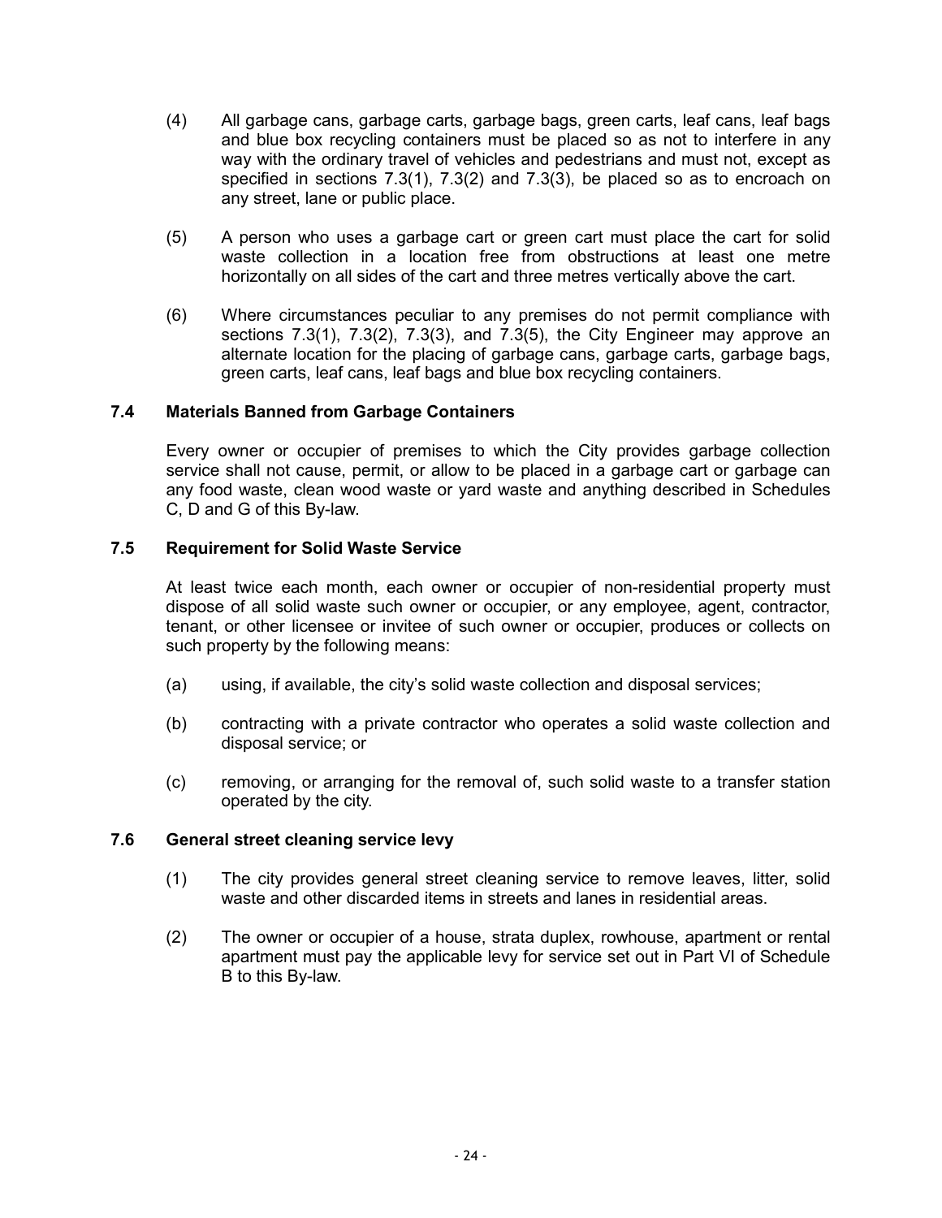(4) All garbage cans, garbage carts, garbage bags, green carts, leaf cans, leaf bags and blue box recycling containers must be placed so as not to interfere in any way with the ordinary travel of vehicles and pedestrians and must not, except as specified in sections 7.3(1), 7.3(2) and 7.3(3), be placed so as to encroach on any street, lane or public place.

(5) A person who uses a garbage cart or green cart must place the cart for solid waste collection in a location free from obstructions at least one metre horizontally on all sides of the cart and three metres vertically above the cart.

(6) Where circumstances peculiar to any premises do not permit compliance with sections 7.3(1), 7.3(2), 7.3(3), and 7.3(5), the City Engineer may approve an alternate location for the placing of garbage cans, garbage carts, garbage bags, green carts, leaf cans, leaf bags and blue box recycling containers.

### 7.4 Materials Banned from Garbage Containers

Every owner or occupier of premises to which the City provides garbage collection service shall not cause, permit, or allow to be placed in a garbage cart or garbage can any food waste, clean wood waste or yard waste and anything described in Schedules C, D and G of this By-law.

### 7.5 Requirement for Solid Waste Service

At least twice each month, each owner or occupier of non-residential property must dispose of all solid waste such owner or occupier, or any employee, agent, contractor, tenant, or other licensee or invitee of such owner or occupier, produces or collects on such property by the following means:

(a) using, if available, the city's solid waste collection and disposal services;

(b) contracting with a private contractor who operates a solid waste collection and disposal service; or

(c) removing, or arranging for the removal of, such solid waste to a transfer station operated by the city.

### 7.6 General street cleaning service levy

(1) The city provides general street cleaning service to remove leaves, litter, solid waste and other discarded items in streets and lanes in residential areas.

(2) The owner or occupier of a house, strata duplex, rowhouse, apartment or rental apartment must pay the applicable levy for service set out in Part VI of Schedule B to this By-law.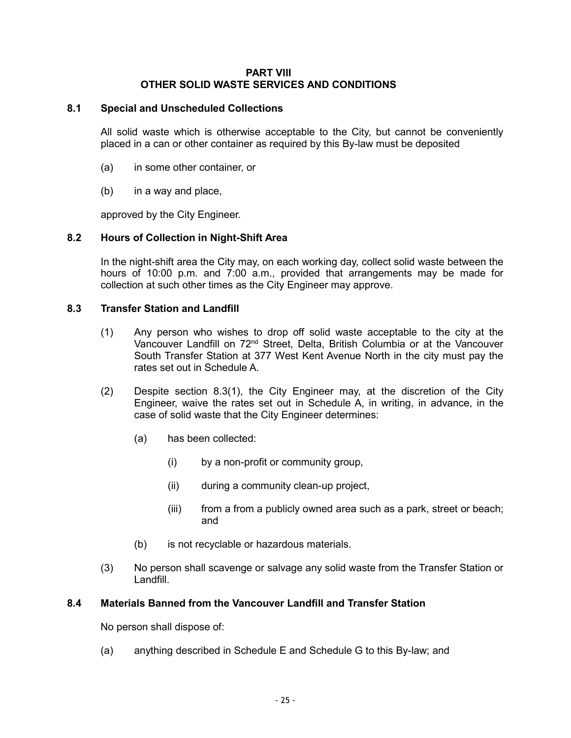# PART VIII
# OTHER SOLID WASTE SERVICES AND CONDITIONS

### 8.1 Special and Unscheduled Collections

All solid waste which is otherwise acceptable to the City, but cannot be conveniently placed in a can or other container as required by this By-law must be deposited

(a) in some other container, or

(b) in a way and place,

approved by the City Engineer.

### 8.2 Hours of Collection in Night-Shift Area

In the night-shift area the City may, on each working day, collect solid waste between the hours of 10:00 p.m. and 7:00 a.m., provided that arrangements may be made for collection at such other times as the City Engineer may approve.

### 8.3 Transfer Station and Landfill

(1) Any person who wishes to drop off solid waste acceptable to the city at the Vancouver Landfill on 72nd Street, Delta, British Columbia or at the Vancouver South Transfer Station at 377 West Kent Avenue North in the city must pay the rates set out in Schedule A.

(2) Despite section 8.3(1), the City Engineer may, at the discretion of the City Engineer, waive the rates set out in Schedule A, in writing, in advance, in the case of solid waste that the City Engineer determines:

(a) has been collected:

(i) by a non-profit or community group,

(ii) during a community clean-up project,

(iii) from a from a publicly owned area such as a park, street or beach; and

(b) is not recyclable or hazardous materials.

(3) No person shall scavenge or salvage any solid waste from the Transfer Station or Landfill.

### 8.4 Materials Banned from the Vancouver Landfill and Transfer Station

No person shall dispose of:

(a) anything described in Schedule E and Schedule G to this By-law; and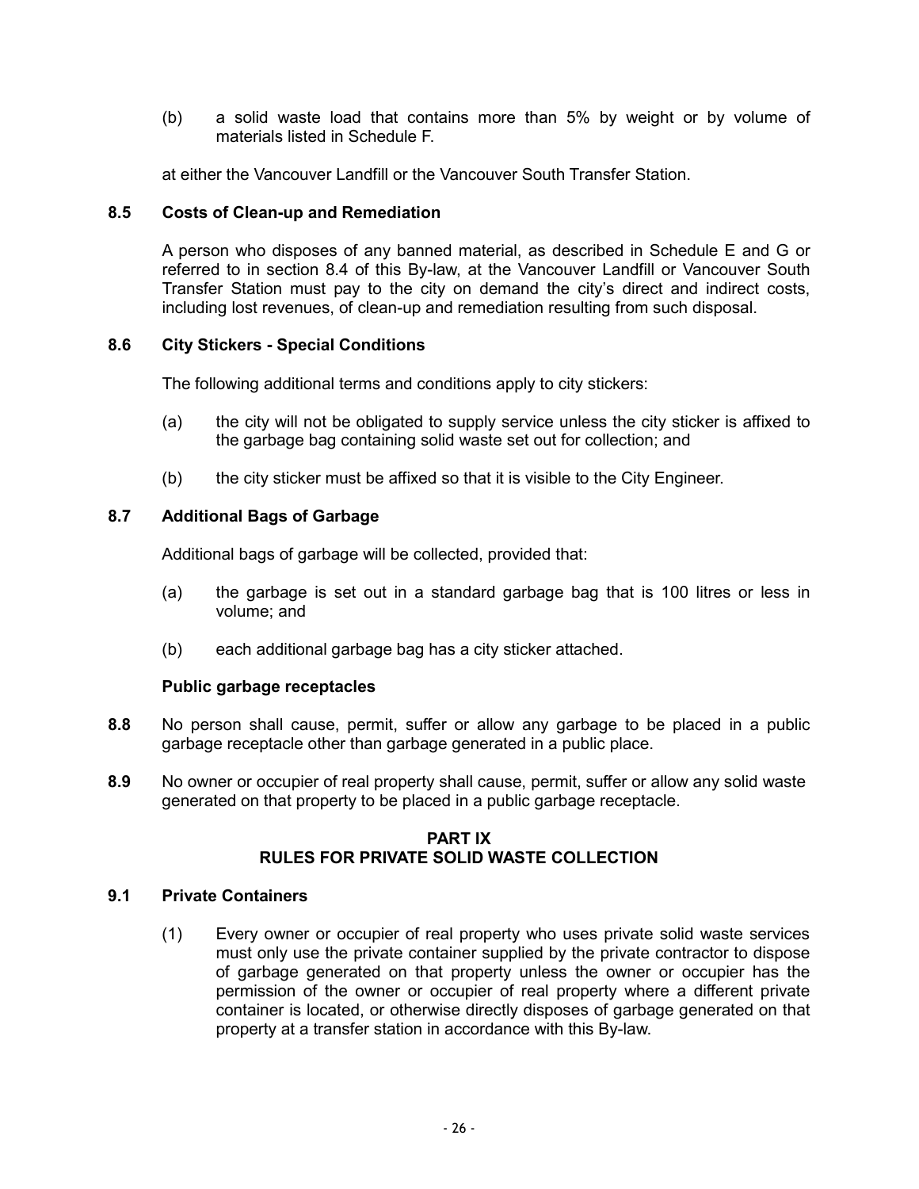(b) a solid waste load that contains more than 5% by weight or by volume of materials listed in Schedule F.

at either the Vancouver Landfill or the Vancouver South Transfer Station.

### 8.5 Costs of Clean-up and Remediation

A person who disposes of any banned material, as described in Schedule E and G or referred to in section 8.4 of this By-law, at the Vancouver Landfill or Vancouver South Transfer Station must pay to the city on demand the city's direct and indirect costs, including lost revenues, of clean-up and remediation resulting from such disposal.

### 8.6 City Stickers - Special Conditions

The following additional terms and conditions apply to city stickers:

(a) the city will not be obligated to supply service unless the city sticker is affixed to the garbage bag containing solid waste set out for collection; and

(b) the city sticker must be affixed so that it is visible to the City Engineer.

### 8.7 Additional Bags of Garbage

Additional bags of garbage will be collected, provided that:

(a) the garbage is set out in a standard garbage bag that is 100 litres or less in volume; and

(b) each additional garbage bag has a city sticker attached.

**Public garbage receptacles**

**8.8** No person shall cause, permit, suffer or allow any garbage to be placed in a public garbage receptacle other than garbage generated in a public place.

**8.9** No owner or occupier of real property shall cause, permit, suffer or allow any solid waste generated on that property to be placed in a public garbage receptacle.

## PART IX
## RULES FOR PRIVATE SOLID WASTE COLLECTION

### 9.1 Private Containers

(1) Every owner or occupier of real property who uses private solid waste services must only use the private container supplied by the private contractor to dispose of garbage generated on that property unless the owner or occupier has the permission of the owner or occupier of real property where a different private container is located, or otherwise directly disposes of garbage generated on that property at a transfer station in accordance with this By-law.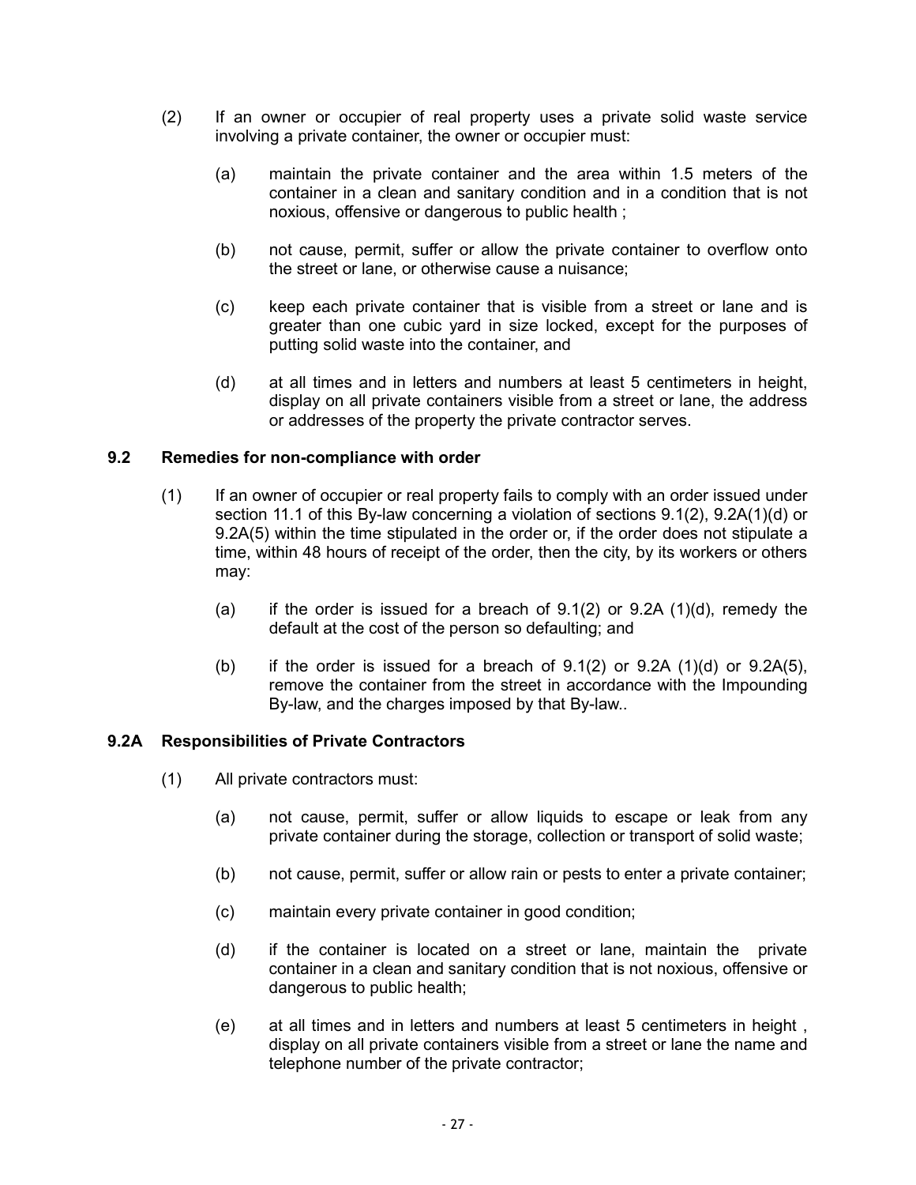(2) If an owner or occupier of real property uses a private solid waste service involving a private container, the owner or occupier must:

(a) maintain the private container and the area within 1.5 meters of the container in a clean and sanitary condition and in a condition that is not noxious, offensive or dangerous to public health ;

(b) not cause, permit, suffer or allow the private container to overflow onto the street or lane, or otherwise cause a nuisance;

(c) keep each private container that is visible from a street or lane and is greater than one cubic yard in size locked, except for the purposes of putting solid waste into the container, and

(d) at all times and in letters and numbers at least 5 centimeters in height, display on all private containers visible from a street or lane, the address or addresses of the property the private contractor serves.

**9.2 Remedies for non-compliance with order**

(1) If an owner of occupier or real property fails to comply with an order issued under section 11.1 of this By-law concerning a violation of sections 9.1(2), 9.2A(1)(d) or 9.2A(5) within the time stipulated in the order or, if the order does not stipulate a time, within 48 hours of receipt of the order, then the city, by its workers or others may:

(a) if the order is issued for a breach of 9.1(2) or 9.2A (1)(d), remedy the default at the cost of the person so defaulting; and

(b) if the order is issued for a breach of 9.1(2) or 9.2A (1)(d) or 9.2A(5), remove the container from the street in accordance with the Impounding By-law, and the charges imposed by that By-law..

**9.2A Responsibilities of Private Contractors**

(1) All private contractors must:

(a) not cause, permit, suffer or allow liquids to escape or leak from any private container during the storage, collection or transport of solid waste;

(b) not cause, permit, suffer or allow rain or pests to enter a private container;

(c) maintain every private container in good condition;

(d) if the container is located on a street or lane, maintain the private container in a clean and sanitary condition that is not noxious, offensive or dangerous to public health;

(e) at all times and in letters and numbers at least 5 centimeters in height , display on all private containers visible from a street or lane the name and telephone number of the private contractor;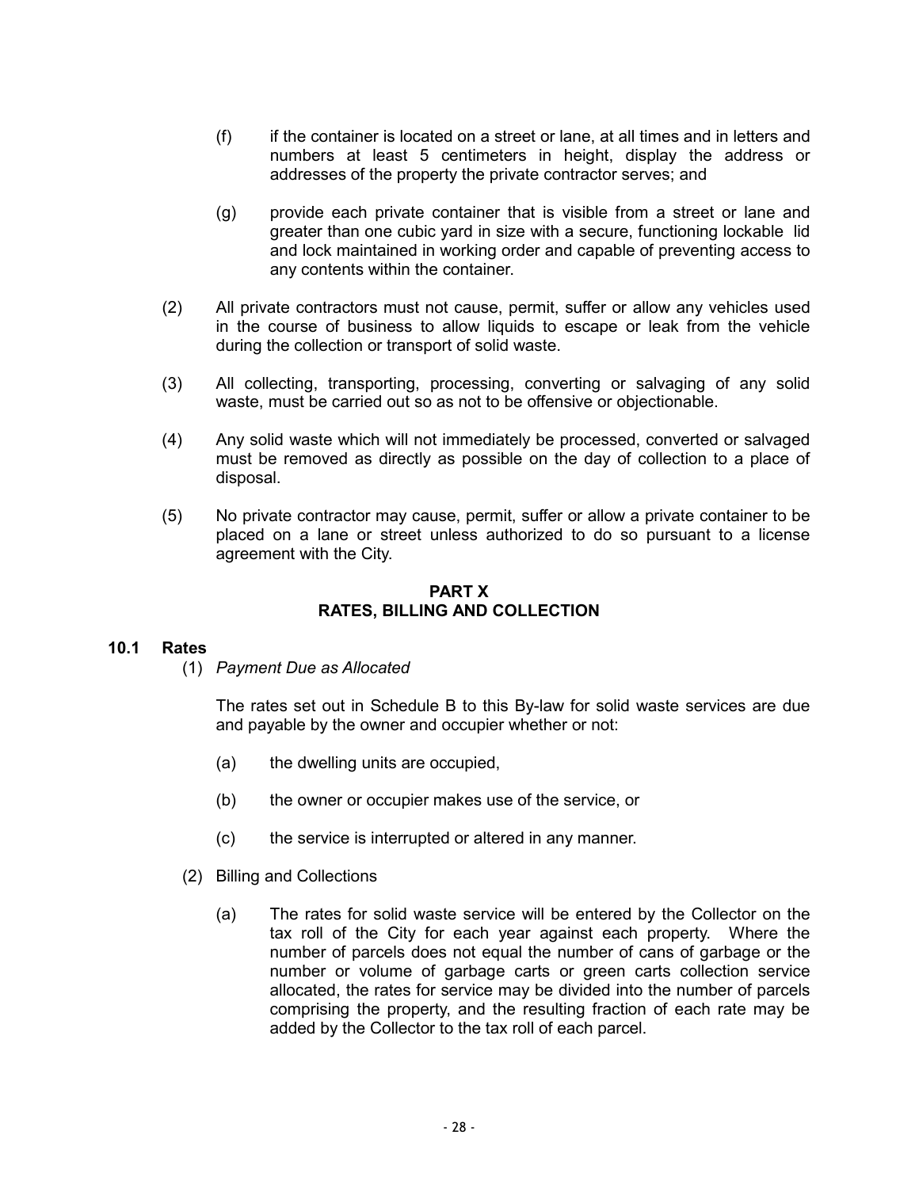(f) if the container is located on a street or lane, at all times and in letters and numbers at least 5 centimeters in height, display the address or addresses of the property the private contractor serves; and

(g) provide each private container that is visible from a street or lane and greater than one cubic yard in size with a secure, functioning lockable lid and lock maintained in working order and capable of preventing access to any contents within the container.

(2) All private contractors must not cause, permit, suffer or allow any vehicles used in the course of business to allow liquids to escape or leak from the vehicle during the collection or transport of solid waste.

(3) All collecting, transporting, processing, converting or salvaging of any solid waste, must be carried out so as not to be offensive or objectionable.

(4) Any solid waste which will not immediately be processed, converted or salvaged must be removed as directly as possible on the day of collection to a place of disposal.

(5) No private contractor may cause, permit, suffer or allow a private container to be placed on a lane or street unless authorized to do so pursuant to a license agreement with the City.

## PART X
## RATES, BILLING AND COLLECTION

### 10.1 Rates

(1) *Payment Due as Allocated*

The rates set out in Schedule B to this By-law for solid waste services are due and payable by the owner and occupier whether or not:

(a) the dwelling units are occupied,

(b) the owner or occupier makes use of the service, or

(c) the service is interrupted or altered in any manner.

(2) Billing and Collections

(a) The rates for solid waste service will be entered by the Collector on the tax roll of the City for each year against each property. Where the number of parcels does not equal the number of cans of garbage or the number or volume of garbage carts or green carts collection service allocated, the rates for service may be divided into the number of parcels comprising the property, and the resulting fraction of each rate may be added by the Collector to the tax roll of each parcel.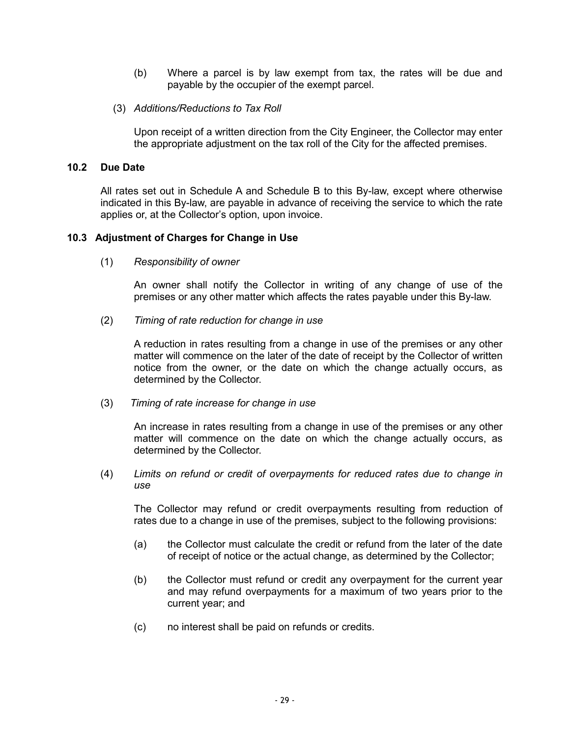(b) Where a parcel is by law exempt from tax, the rates will be due and payable by the occupier of the exempt parcel.

(3) *Additions/Reductions to Tax Roll*

Upon receipt of a written direction from the City Engineer, the Collector may enter the appropriate adjustment on the tax roll of the City for the affected premises.

### 10.2 Due Date

All rates set out in Schedule A and Schedule B to this By-law, except where otherwise indicated in this By-law, are payable in advance of receiving the service to which the rate applies or, at the Collector's option, upon invoice.

### 10.3 Adjustment of Charges for Change in Use

(1) *Responsibility of owner*

An owner shall notify the Collector in writing of any change of use of the premises or any other matter which affects the rates payable under this By-law.

(2) *Timing of rate reduction for change in use*

A reduction in rates resulting from a change in use of the premises or any other matter will commence on the later of the date of receipt by the Collector of written notice from the owner, or the date on which the change actually occurs, as determined by the Collector.

(3) *Timing of rate increase for change in use*

An increase in rates resulting from a change in use of the premises or any other matter will commence on the date on which the change actually occurs, as determined by the Collector.

(4) *Limits on refund or credit of overpayments for reduced rates due to change in use*

The Collector may refund or credit overpayments resulting from reduction of rates due to a change in use of the premises, subject to the following provisions:

(a) the Collector must calculate the credit or refund from the later of the date of receipt of notice or the actual change, as determined by the Collector;

(b) the Collector must refund or credit any overpayment for the current year and may refund overpayments for a maximum of two years prior to the current year; and

(c) no interest shall be paid on refunds or credits.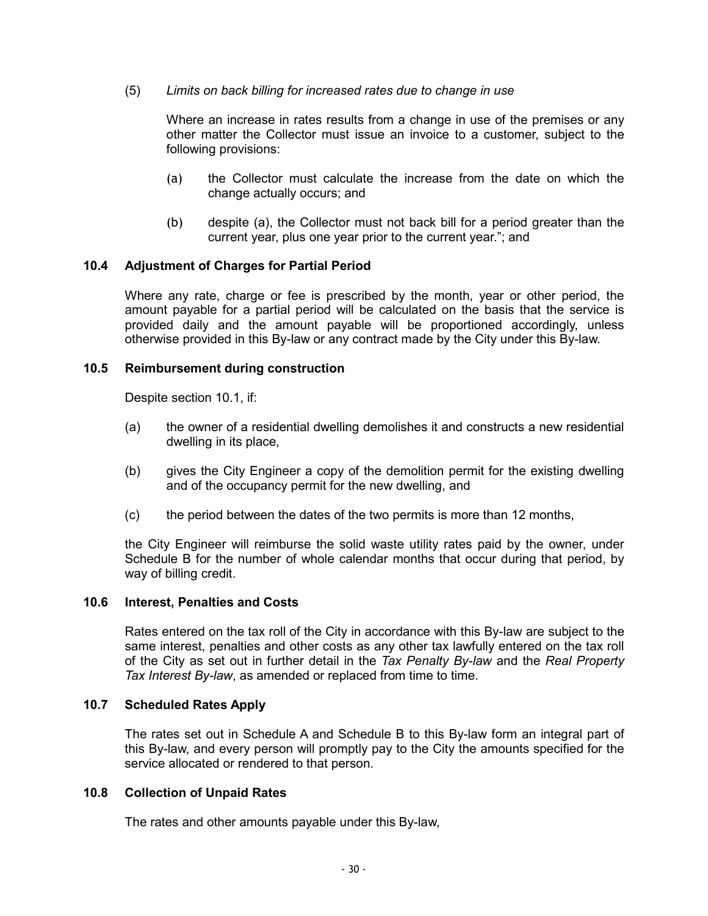(5) *Limits on back billing for increased rates due to change in use*

Where an increase in rates results from a change in use of the premises or any other matter the Collector must issue an invoice to a customer, subject to the following provisions:

(a) the Collector must calculate the increase from the date on which the change actually occurs; and

(b) despite (a), the Collector must not back bill for a period greater than the current year, plus one year prior to the current year."; and

### 10.4 Adjustment of Charges for Partial Period

Where any rate, charge or fee is prescribed by the month, year or other period, the amount payable for a partial period will be calculated on the basis that the service is provided daily and the amount payable will be proportioned accordingly, unless otherwise provided in this By-law or any contract made by the City under this By-law.

### 10.5 Reimbursement during construction

Despite section 10.1, if:

(a) the owner of a residential dwelling demolishes it and constructs a new residential dwelling in its place,

(b) gives the City Engineer a copy of the demolition permit for the existing dwelling and of the occupancy permit for the new dwelling, and

(c) the period between the dates of the two permits is more than 12 months,

the City Engineer will reimburse the solid waste utility rates paid by the owner, under Schedule B for the number of whole calendar months that occur during that period, by way of billing credit.

### 10.6 Interest, Penalties and Costs

Rates entered on the tax roll of the City in accordance with this By-law are subject to the same interest, penalties and other costs as any other tax lawfully entered on the tax roll of the City as set out in further detail in the *Tax Penalty By-law* and the *Real Property Tax Interest By-law*, as amended or replaced from time to time.

### 10.7 Scheduled Rates Apply

The rates set out in Schedule A and Schedule B to this By-law form an integral part of this By-law, and every person will promptly pay to the City the amounts specified for the service allocated or rendered to that person.

### 10.8 Collection of Unpaid Rates

The rates and other amounts payable under this By-law,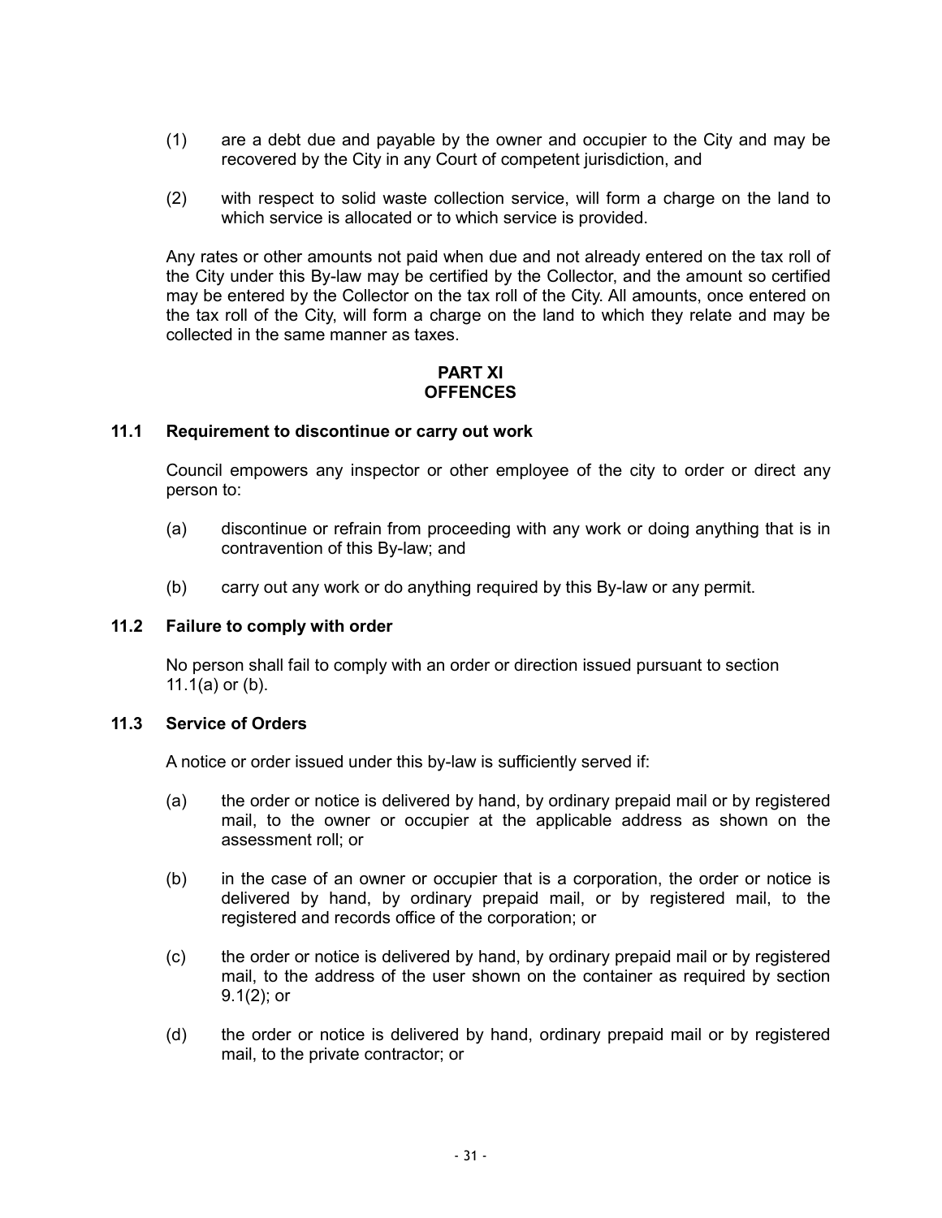(1) are a debt due and payable by the owner and occupier to the City and may be recovered by the City in any Court of competent jurisdiction, and

(2) with respect to solid waste collection service, will form a charge on the land to which service is allocated or to which service is provided.

Any rates or other amounts not paid when due and not already entered on the tax roll of the City under this By-law may be certified by the Collector, and the amount so certified may be entered by the Collector on the tax roll of the City. All amounts, once entered on the tax roll of the City, will form a charge on the land to which they relate and may be collected in the same manner as taxes.

## PART XI
## OFFENCES

### 11.1 Requirement to discontinue or carry out work

Council empowers any inspector or other employee of the city to order or direct any person to:

(a) discontinue or refrain from proceeding with any work or doing anything that is in contravention of this By-law; and

(b) carry out any work or do anything required by this By-law or any permit.

### 11.2 Failure to comply with order

No person shall fail to comply with an order or direction issued pursuant to section 11.1(a) or (b).

### 11.3 Service of Orders

A notice or order issued under this by-law is sufficiently served if:

(a) the order or notice is delivered by hand, by ordinary prepaid mail or by registered mail, to the owner or occupier at the applicable address as shown on the assessment roll; or

(b) in the case of an owner or occupier that is a corporation, the order or notice is delivered by hand, by ordinary prepaid mail, or by registered mail, to the registered and records office of the corporation; or

(c) the order or notice is delivered by hand, by ordinary prepaid mail or by registered mail, to the address of the user shown on the container as required by section 9.1(2); or

(d) the order or notice is delivered by hand, ordinary prepaid mail or by registered mail, to the private contractor; or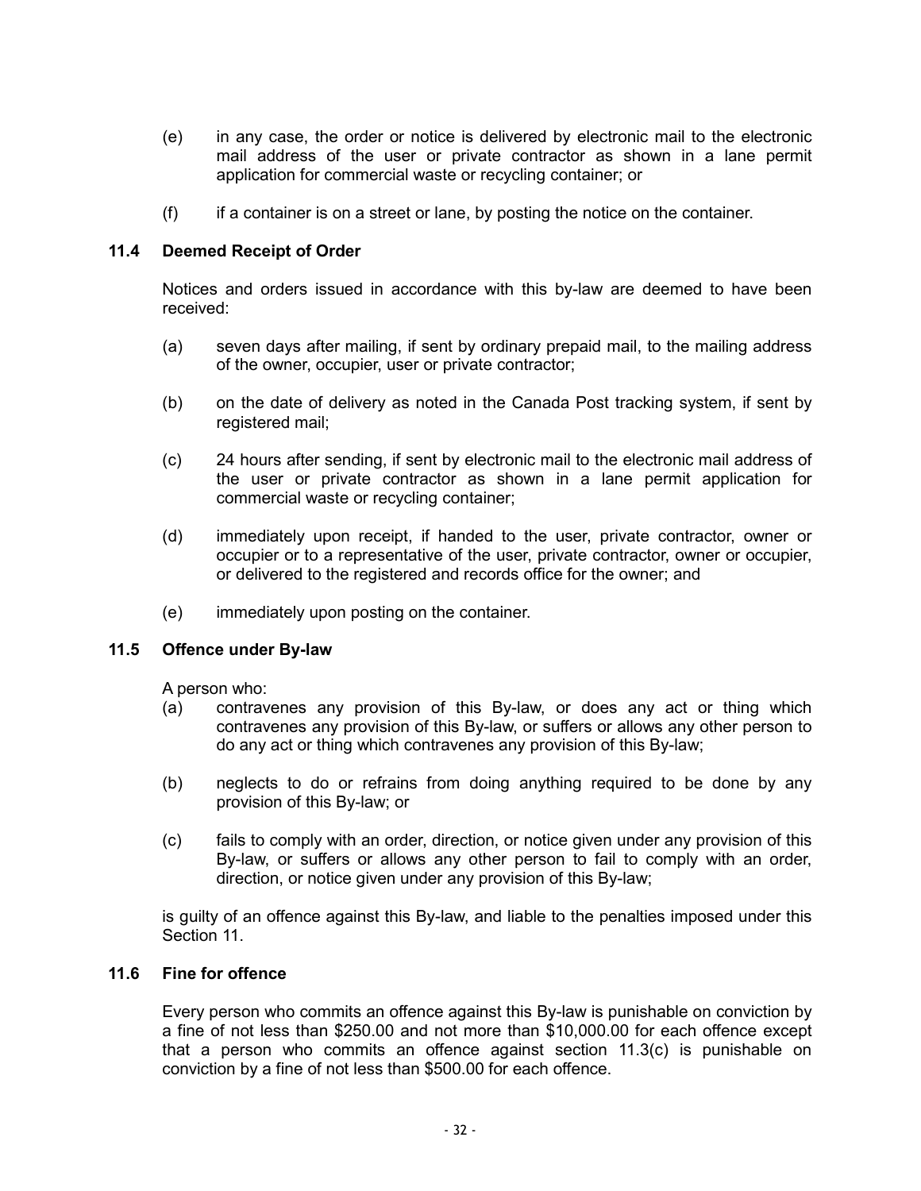(e) in any case, the order or notice is delivered by electronic mail to the electronic mail address of the user or private contractor as shown in a lane permit application for commercial waste or recycling container; or

(f) if a container is on a street or lane, by posting the notice on the container.

### 11.4 Deemed Receipt of Order

Notices and orders issued in accordance with this by-law are deemed to have been received:

(a) seven days after mailing, if sent by ordinary prepaid mail, to the mailing address of the owner, occupier, user or private contractor;

(b) on the date of delivery as noted in the Canada Post tracking system, if sent by registered mail;

(c) 24 hours after sending, if sent by electronic mail to the electronic mail address of the user or private contractor as shown in a lane permit application for commercial waste or recycling container;

(d) immediately upon receipt, if handed to the user, private contractor, owner or occupier or to a representative of the user, private contractor, owner or occupier, or delivered to the registered and records office for the owner; and

(e) immediately upon posting on the container.

### 11.5 Offence under By-law

A person who:

(a) contravenes any provision of this By-law, or does any act or thing which contravenes any provision of this By-law, or suffers or allows any other person to do any act or thing which contravenes any provision of this By-law;

(b) neglects to do or refrains from doing anything required to be done by any provision of this By-law; or

(c) fails to comply with an order, direction, or notice given under any provision of this By-law, or suffers or allows any other person to fail to comply with an order, direction, or notice given under any provision of this By-law;

is guilty of an offence against this By-law, and liable to the penalties imposed under this Section 11.

### 11.6 Fine for offence

Every person who commits an offence against this By-law is punishable on conviction by a fine of not less than $250.00 and not more than $10,000.00 for each offence except that a person who commits an offence against section 11.3(c) is punishable on conviction by a fine of not less than $500.00 for each offence.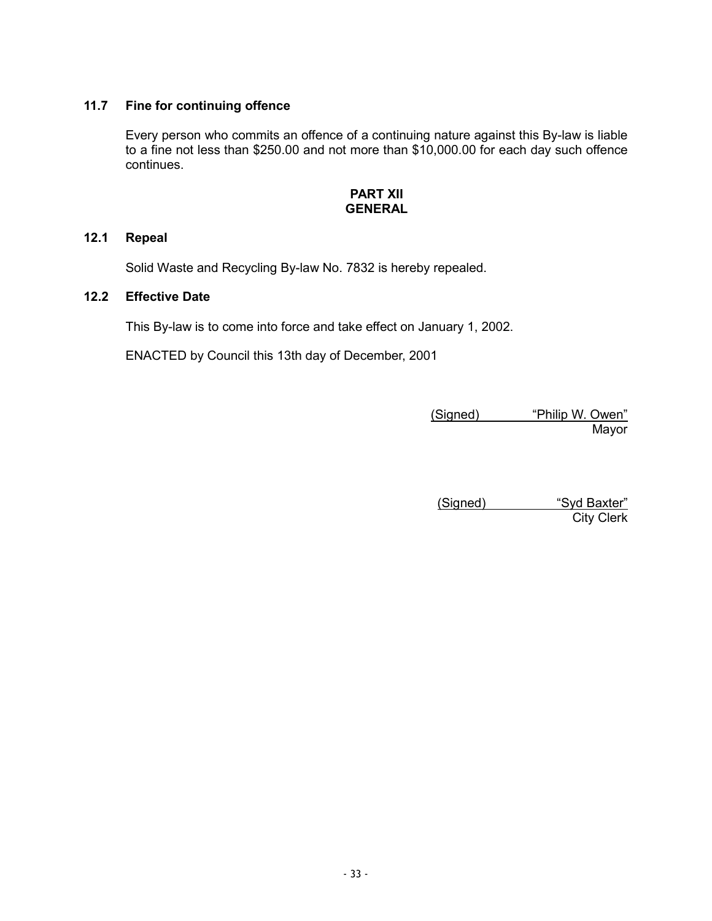### 11.7 Fine for continuing offence

Every person who commits an offence of a continuing nature against this By-law is liable to a fine not less than $250.00 and not more than $10,000.00 for each day such offence continues.

## PART XII
## GENERAL

### 12.1 Repeal

Solid Waste and Recycling By-law No. 7832 is hereby repealed.

### 12.2 Effective Date

This By-law is to come into force and take effect on January 1, 2002.

ENACTED by Council this 13th day of December, 2001

(Signed) "Philip W. Owen"
Mayor

(Signed) "Syd Baxter"
City Clerk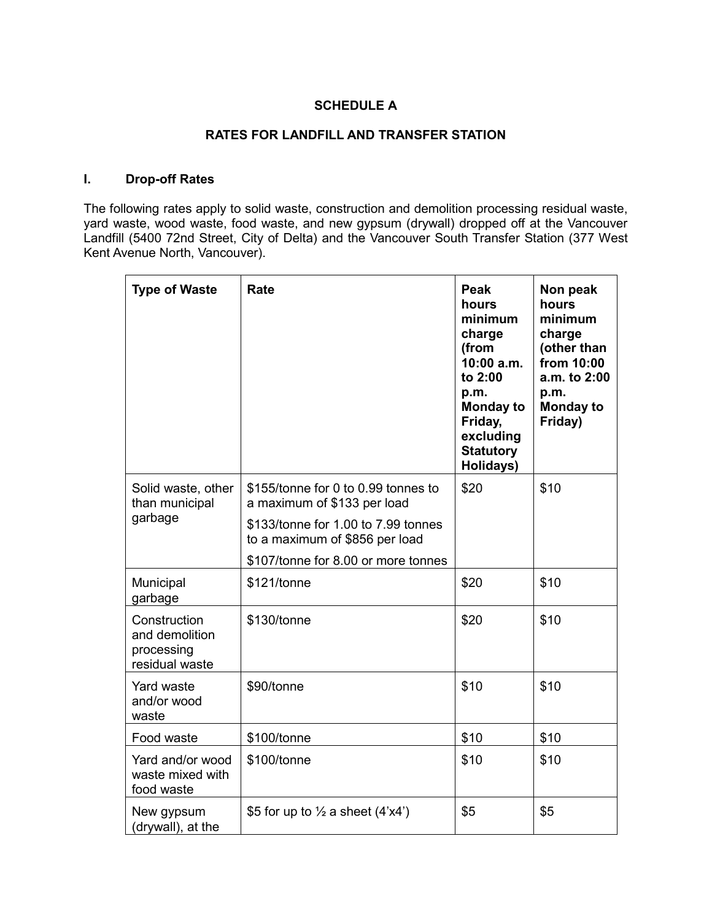## SCHEDULE A

## RATES FOR LANDFILL AND TRANSFER STATION

### I. Drop-off Rates

The following rates apply to solid waste, construction and demolition processing residual waste, yard waste, wood waste, food waste, and new gypsum (drywall) dropped off at the Vancouver Landfill (5400 72nd Street, City of Delta) and the Vancouver South Transfer Station (377 West Kent Avenue North, Vancouver).

| Type of Waste | Rate | Peak hours minimum charge (from 10:00 a.m. to 2:00 p.m. Monday to Friday, excluding Statutory Holidays) | Non peak hours minimum charge (other than from 10:00 a.m. to 2:00 p.m. Monday to Friday) |
|---|---|---|---|
| Solid waste, other than municipal garbage | $155/tonne for 0 to 0.99 tonnes to a maximum of $133 per load<br>$133/tonne for 1.00 to 7.99 tonnes to a maximum of $856 per load<br>$107/tonne for 8.00 or more tonnes | $20 | $10 |
| Municipal garbage | $121/tonne | $20 | $10 |
| Construction and demolition processing residual waste | $130/tonne | $20 | $10 |
| Yard waste and/or wood waste | $90/tonne | $10 | $10 |
| Food waste | $100/tonne | $10 | $10 |
| Yard and/or wood waste mixed with food waste | $100/tonne | $10 | $10 |
| New gypsum (drywall), at the | $5 for up to ½ a sheet (4'x4') | $5 | $5 |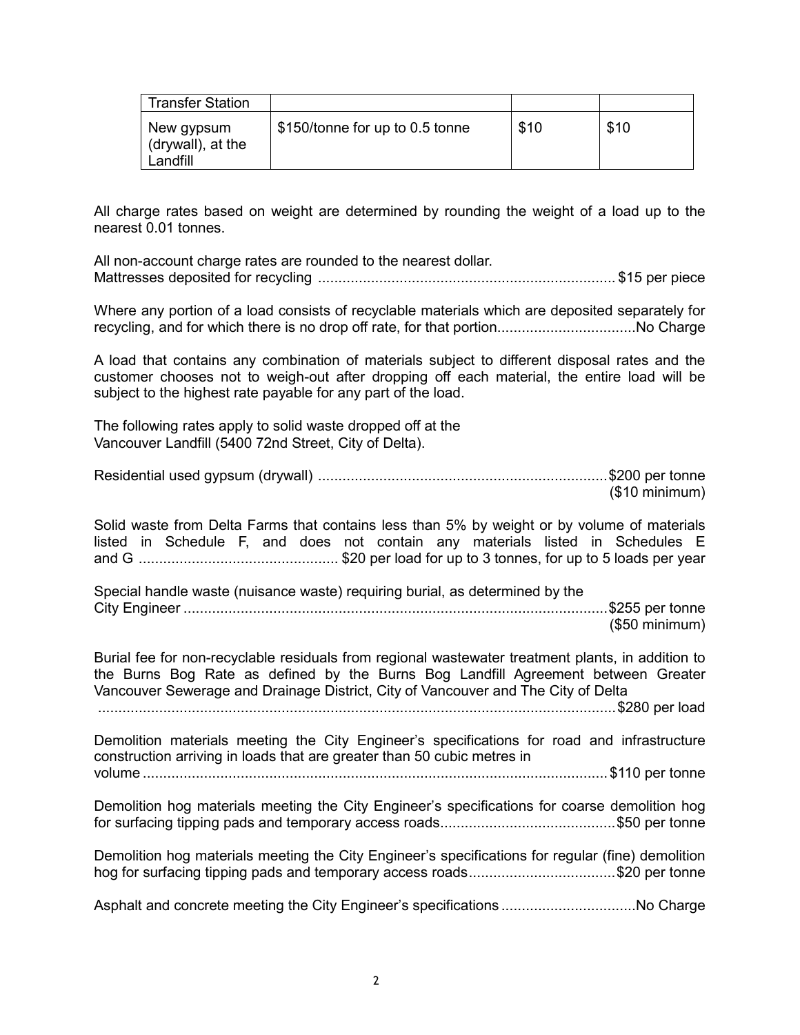| Transfer Station | | | |
|---|---|---|---|
| New gypsum (drywall), at the Landfill | $150/tonne for up to 0.5 tonne | $10 | $10 |

All charge rates based on weight are determined by rounding the weight of a load up to the nearest 0.01 tonnes.

All non-account charge rates are rounded to the nearest dollar.
Mattresses deposited for recycling ........................................................................ $15 per piece

Where any portion of a load consists of recyclable materials which are deposited separately for recycling, and for which there is no drop off rate, for that portion..................................No Charge

A load that contains any combination of materials subject to different disposal rates and the customer chooses not to weigh-out after dropping off each material, the entire load will be subject to the highest rate payable for any part of the load.

The following rates apply to solid waste dropped off at the Vancouver Landfill (5400 72nd Street, City of Delta).

Residential used gypsum (drywall) .......................................................................$200 per tonne ($10 minimum)

Solid waste from Delta Farms that contains less than 5% by weight or by volume of materials listed in Schedule F, and does not contain any materials listed in Schedules E and G ................................................ $20 per load for up to 3 tonnes, for up to 5 loads per year

Special handle waste (nuisance waste) requiring burial, as determined by the City Engineer .........................................................................................................$255 per tonne ($50 minimum)

Burial fee for non-recyclable residuals from regional wastewater treatment plants, in addition to the Burns Bog Rate as defined by the Burns Bog Landfill Agreement between Greater Vancouver Sewerage and Drainage District, City of Vancouver and The City of Delta ................................................................................................................................$280 per load

Demolition materials meeting the City Engineer's specifications for road and infrastructure construction arriving in loads that are greater than 50 cubic metres in volume ..................................................................................................................$110 per tonne

Demolition hog materials meeting the City Engineer's specifications for coarse demolition hog for surfacing tipping pads and temporary access roads...........................................$50 per tonne

Demolition hog materials meeting the City Engineer's specifications for regular (fine) demolition hog for surfacing tipping pads and temporary access roads....................................$20 per tonne

Asphalt and concrete meeting the City Engineer's specifications .................................No Charge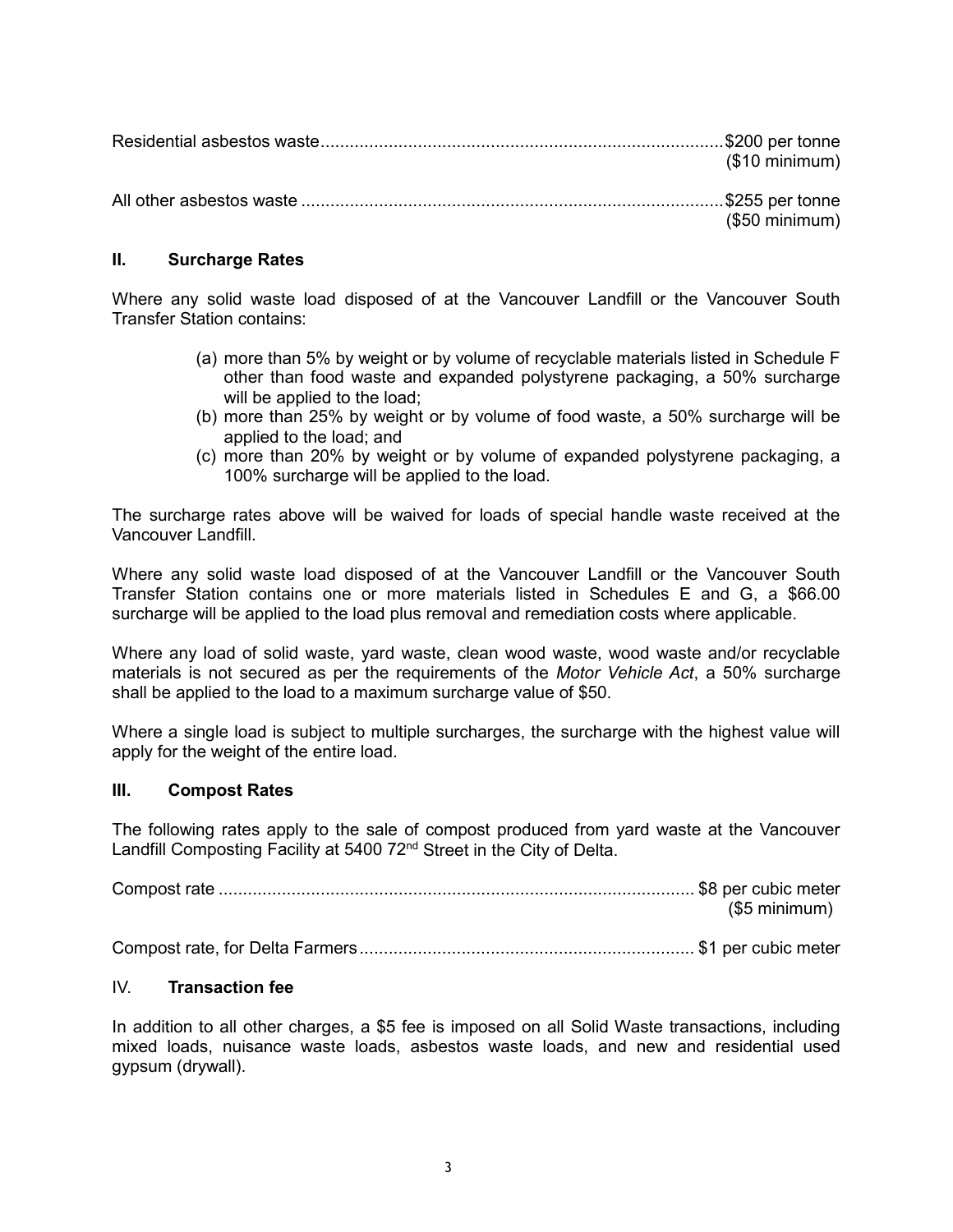Residential asbestos waste....................................................................................$200 per tonne
($10 minimum)

All other asbestos waste .......................................................................................$255 per tonne
($50 minimum)

### II. Surcharge Rates

Where any solid waste load disposed of at the Vancouver Landfill or the Vancouver South Transfer Station contains:

(a) more than 5% by weight or by volume of recyclable materials listed in Schedule F other than food waste and expanded polystyrene packaging, a 50% surcharge will be applied to the load;
(b) more than 25% by weight or by volume of food waste, a 50% surcharge will be applied to the load; and
(c) more than 20% by weight or by volume of expanded polystyrene packaging, a 100% surcharge will be applied to the load.

The surcharge rates above will be waived for loads of special handle waste received at the Vancouver Landfill.

Where any solid waste load disposed of at the Vancouver Landfill or the Vancouver South Transfer Station contains one or more materials listed in Schedules E and G, a $66.00 surcharge will be applied to the load plus removal and remediation costs where applicable.

Where any load of solid waste, yard waste, clean wood waste, wood waste and/or recyclable materials is not secured as per the requirements of the *Motor Vehicle Act*, a 50% surcharge shall be applied to the load to a maximum surcharge value of $50.

Where a single load is subject to multiple surcharges, the surcharge with the highest value will apply for the weight of the entire load.

### III. Compost Rates

The following rates apply to the sale of compost produced from yard waste at the Vancouver Landfill Composting Facility at 5400 72nd Street in the City of Delta.

Compost rate .................................................................................................. $8 per cubic meter
($5 minimum)

Compost rate, for Delta Farmers.................................................................... $1 per cubic meter

### IV. Transaction fee

In addition to all other charges, a $5 fee is imposed on all Solid Waste transactions, including mixed loads, nuisance waste loads, asbestos waste loads, and new and residential used gypsum (drywall).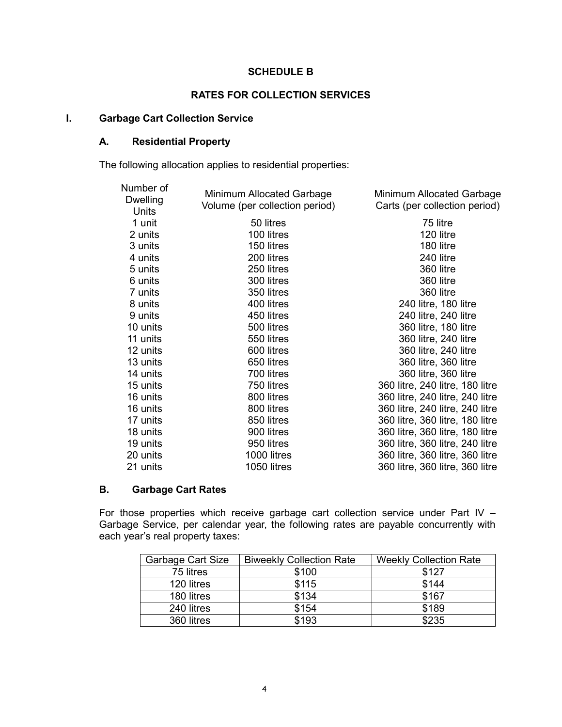## SCHEDULE B

## RATES FOR COLLECTION SERVICES

### I. Garbage Cart Collection Service

#### A. Residential Property

The following allocation applies to residential properties:

| Number of Dwelling Units | Minimum Allocated Garbage Volume (per collection period) | Minimum Allocated Garbage Carts (per collection period) |
|---|---|---|
| 1 unit | 50 litres | 75 litre |
| 2 units | 100 litres | 120 litre |
| 3 units | 150 litres | 180 litre |
| 4 units | 200 litres | 240 litre |
| 5 units | 250 litres | 360 litre |
| 6 units | 300 litres | 360 litre |
| 7 units | 350 litres | 360 litre |
| 8 units | 400 litres | 240 litre, 180 litre |
| 9 units | 450 litres | 240 litre, 240 litre |
| 10 units | 500 litres | 360 litre, 180 litre |
| 11 units | 550 litres | 360 litre, 240 litre |
| 12 units | 600 litres | 360 litre, 240 litre |
| 13 units | 650 litres | 360 litre, 360 litre |
| 14 units | 700 litres | 360 litre, 360 litre |
| 15 units | 750 litres | 360 litre, 240 litre, 180 litre |
| 16 units | 800 litres | 360 litre, 240 litre, 180 litre |
| 16 units | 800 litres | 360 litre, 240 litre, 240 litre |
| 17 units | 850 litres | 360 litre, 360 litre, 180 litre |
| 18 units | 900 litres | 360 litre, 360 litre, 180 litre |
| 19 units | 950 litres | 360 litre, 360 litre, 240 litre |
| 20 units | 1000 litres | 360 litre, 360 litre, 360 litre |
| 21 units | 1050 litres | 360 litre, 360 litre, 360 litre |

#### B. Garbage Cart Rates

For those properties which receive garbage cart collection service under Part IV – Garbage Service, per calendar year, the following rates are payable concurrently with each year's real property taxes:

| Garbage Cart Size | Biweekly Collection Rate | Weekly Collection Rate |
|---|---|---|
| 75 litres | $100 | $127 |
| 120 litres | $115 | $144 |
| 180 litres | $134 | $167 |
| 240 litres | $154 | $189 |
| 360 litres | $193 | $235 |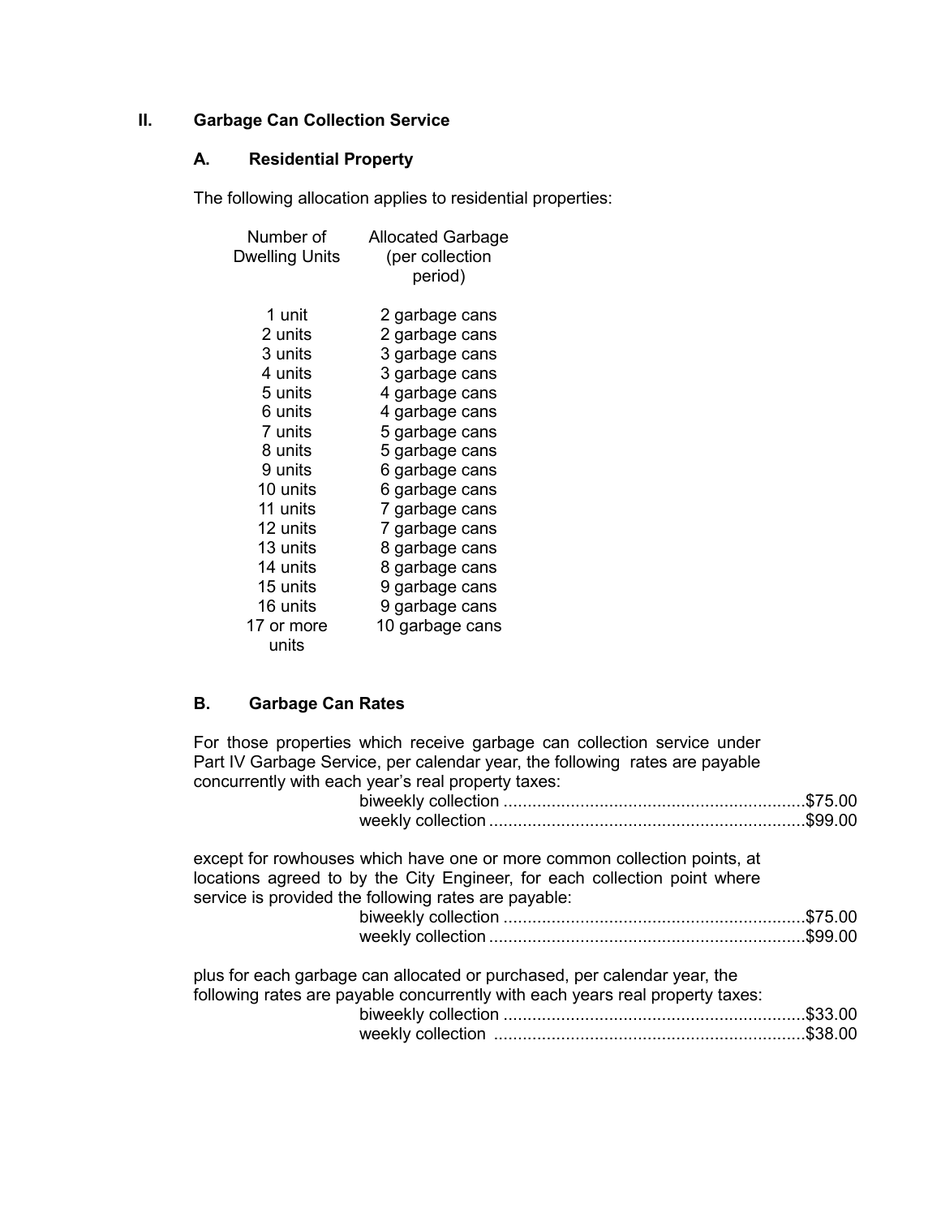## II. Garbage Can Collection Service

### A. Residential Property

The following allocation applies to residential properties:

| Number of Dwelling Units | Allocated Garbage (per collection period) |
|---|---|
| 1 unit | 2 garbage cans |
| 2 units | 2 garbage cans |
| 3 units | 3 garbage cans |
| 4 units | 3 garbage cans |
| 5 units | 4 garbage cans |
| 6 units | 4 garbage cans |
| 7 units | 5 garbage cans |
| 8 units | 5 garbage cans |
| 9 units | 6 garbage cans |
| 10 units | 6 garbage cans |
| 11 units | 7 garbage cans |
| 12 units | 7 garbage cans |
| 13 units | 8 garbage cans |
| 14 units | 8 garbage cans |
| 15 units | 9 garbage cans |
| 16 units | 9 garbage cans |
| 17 or more units | 10 garbage cans |

### B. Garbage Can Rates

For those properties which receive garbage can collection service under Part IV Garbage Service, per calendar year, the following rates are payable concurrently with each year's real property taxes:

biweekly collection ............................................................$75.00
weekly collection ...............................................................$99.00

except for rowhouses which have one or more common collection points, at locations agreed to by the City Engineer, for each collection point where service is provided the following rates are payable:

biweekly collection ............................................................$75.00
weekly collection ...............................................................$99.00

plus for each garbage can allocated or purchased, per calendar year, the following rates are payable concurrently with each years real property taxes:

biweekly collection ............................................................$33.00
weekly collection ...............................................................$38.00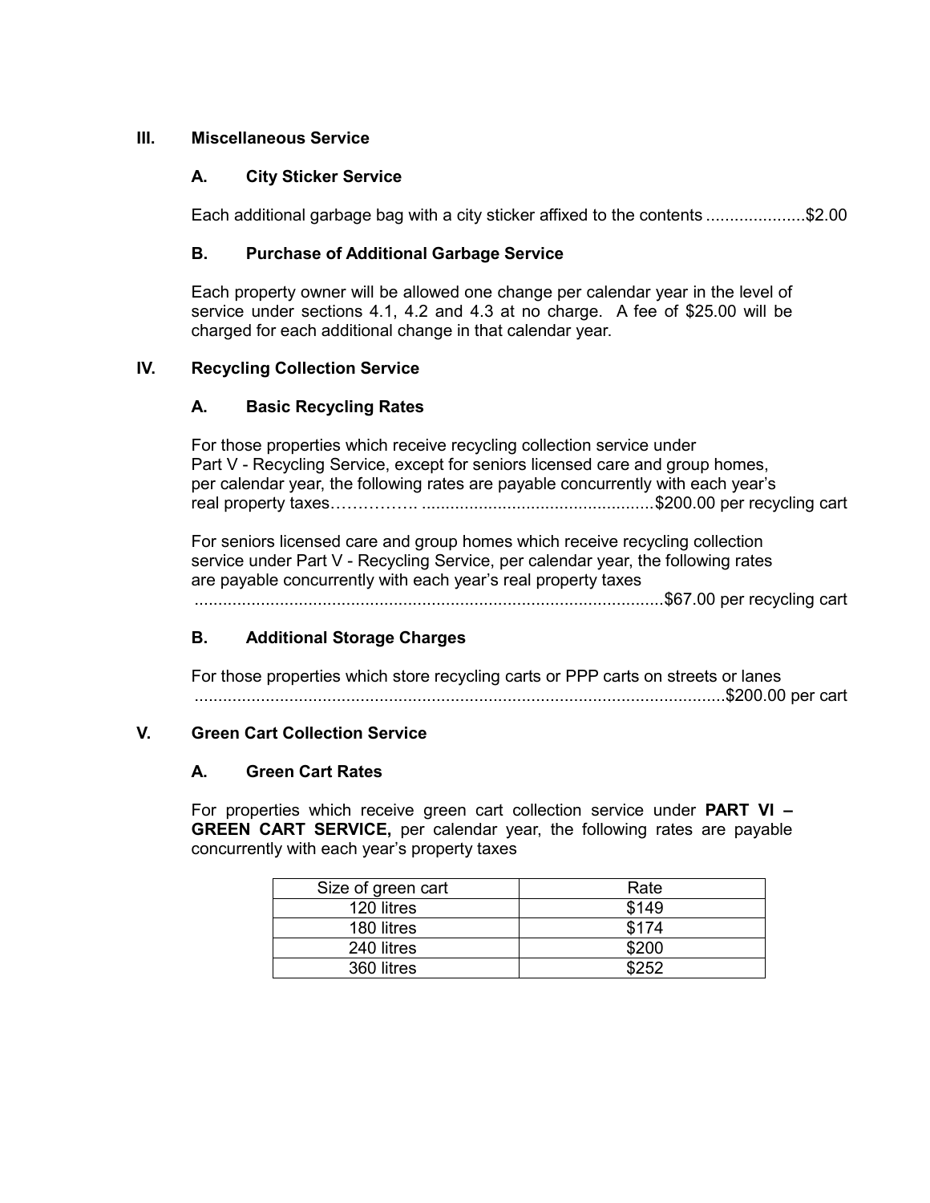## III. Miscellaneous Service

### A. City Sticker Service

Each additional garbage bag with a city sticker affixed to the contents .....................$2.00

### B. Purchase of Additional Garbage Service

Each property owner will be allowed one change per calendar year in the level of service under sections 4.1, 4.2 and 4.3 at no charge. A fee of $25.00 will be charged for each additional change in that calendar year.

## IV. Recycling Collection Service

### A. Basic Recycling Rates

For those properties which receive recycling collection service under Part V - Recycling Service, except for seniors licensed care and group homes, per calendar year, the following rates are payable concurrently with each year's real property taxes……………. ................................................$200.00 per recycling cart

For seniors licensed care and group homes which receive recycling collection service under Part V - Recycling Service, per calendar year, the following rates are payable concurrently with each year's real property taxes ...................................................................................................$67.00 per recycling cart

### B. Additional Storage Charges

For those properties which store recycling carts or PPP carts on streets or lanes ................................................................................................................$200.00 per cart

## V. Green Cart Collection Service

### A. Green Cart Rates

For properties which receive green cart collection service under **PART VI – GREEN CART SERVICE,** per calendar year, the following rates are payable concurrently with each year's property taxes

| Size of green cart | Rate |
|---|---|
| 120 litres | $149 |
| 180 litres | $174 |
| 240 litres | $200 |
| 360 litres | $252 |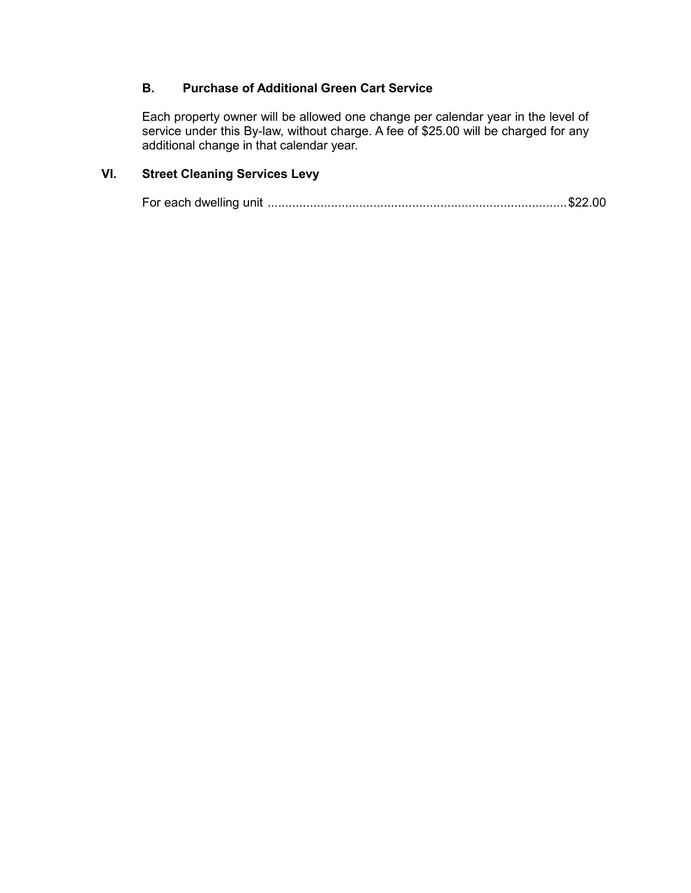### B. Purchase of Additional Green Cart Service

Each property owner will be allowed one change per calendar year in the level of service under this By-law, without charge. A fee of $25.00 will be charged for any additional change in that calendar year.

## VI. Street Cleaning Services Levy

For each dwelling unit ..................................................................................... $22.00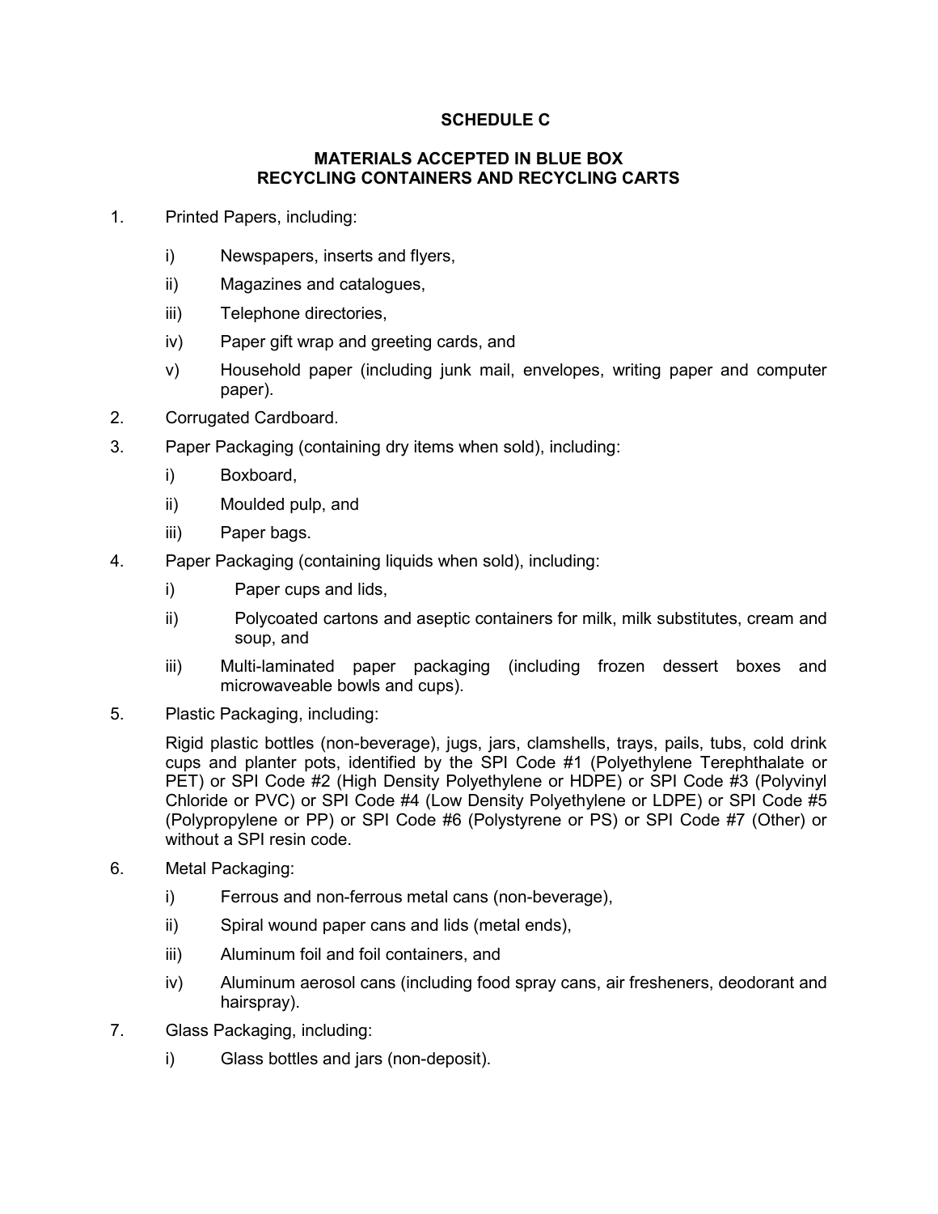# SCHEDULE C

## MATERIALS ACCEPTED IN BLUE BOX RECYCLING CONTAINERS AND RECYCLING CARTS

1. Printed Papers, including:

   i) Newspapers, inserts and flyers,

   ii) Magazines and catalogues,

   iii) Telephone directories,

   iv) Paper gift wrap and greeting cards, and

   v) Household paper (including junk mail, envelopes, writing paper and computer paper).

2. Corrugated Cardboard.

3. Paper Packaging (containing dry items when sold), including:

   i) Boxboard,

   ii) Moulded pulp, and

   iii) Paper bags.

4. Paper Packaging (containing liquids when sold), including:

   i) Paper cups and lids,

   ii) Polycoated cartons and aseptic containers for milk, milk substitutes, cream and soup, and

   iii) Multi-laminated paper packaging (including frozen dessert boxes and microwaveable bowls and cups).

5. Plastic Packaging, including:

   Rigid plastic bottles (non-beverage), jugs, jars, clamshells, trays, pails, tubs, cold drink cups and planter pots, identified by the SPI Code #1 (Polyethylene Terephthalate or PET) or SPI Code #2 (High Density Polyethylene or HDPE) or SPI Code #3 (Polyvinyl Chloride or PVC) or SPI Code #4 (Low Density Polyethylene or LDPE) or SPI Code #5 (Polypropylene or PP) or SPI Code #6 (Polystyrene or PS) or SPI Code #7 (Other) or without a SPI resin code.

6. Metal Packaging:

   i) Ferrous and non-ferrous metal cans (non-beverage),

   ii) Spiral wound paper cans and lids (metal ends),

   iii) Aluminum foil and foil containers, and

   iv) Aluminum aerosol cans (including food spray cans, air fresheners, deodorant and hairspray).

7. Glass Packaging, including:

   i) Glass bottles and jars (non-deposit).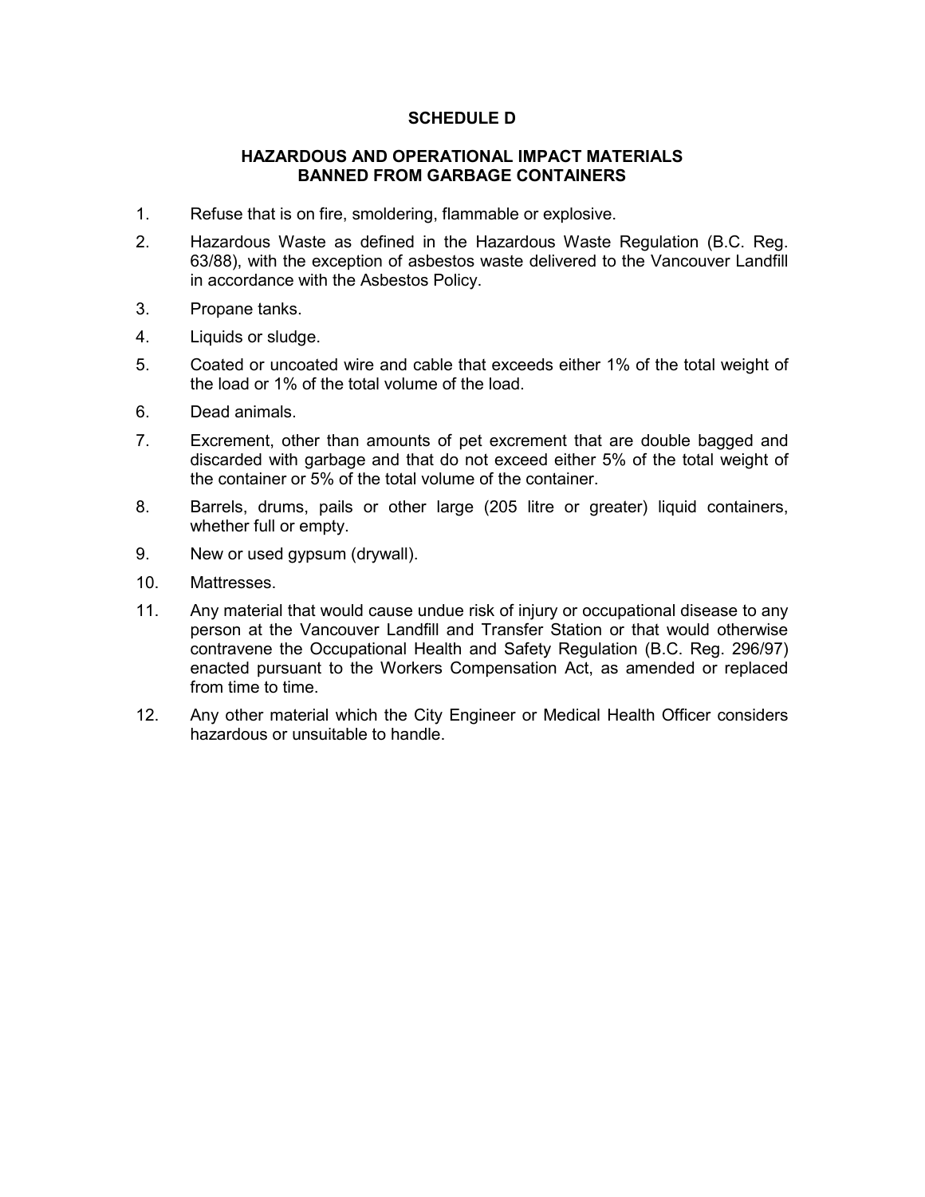## SCHEDULE D

### HAZARDOUS AND OPERATIONAL IMPACT MATERIALS BANNED FROM GARBAGE CONTAINERS

1. Refuse that is on fire, smoldering, flammable or explosive.
2. Hazardous Waste as defined in the Hazardous Waste Regulation (B.C. Reg. 63/88), with the exception of asbestos waste delivered to the Vancouver Landfill in accordance with the Asbestos Policy.
3. Propane tanks.
4. Liquids or sludge.
5. Coated or uncoated wire and cable that exceeds either 1% of the total weight of the load or 1% of the total volume of the load.
6. Dead animals.
7. Excrement, other than amounts of pet excrement that are double bagged and discarded with garbage and that do not exceed either 5% of the total weight of the container or 5% of the total volume of the container.
8. Barrels, drums, pails or other large (205 litre or greater) liquid containers, whether full or empty.
9. New or used gypsum (drywall).
10. Mattresses.
11. Any material that would cause undue risk of injury or occupational disease to any person at the Vancouver Landfill and Transfer Station or that would otherwise contravene the Occupational Health and Safety Regulation (B.C. Reg. 296/97) enacted pursuant to the Workers Compensation Act, as amended or replaced from time to time.
12. Any other material which the City Engineer or Medical Health Officer considers hazardous or unsuitable to handle.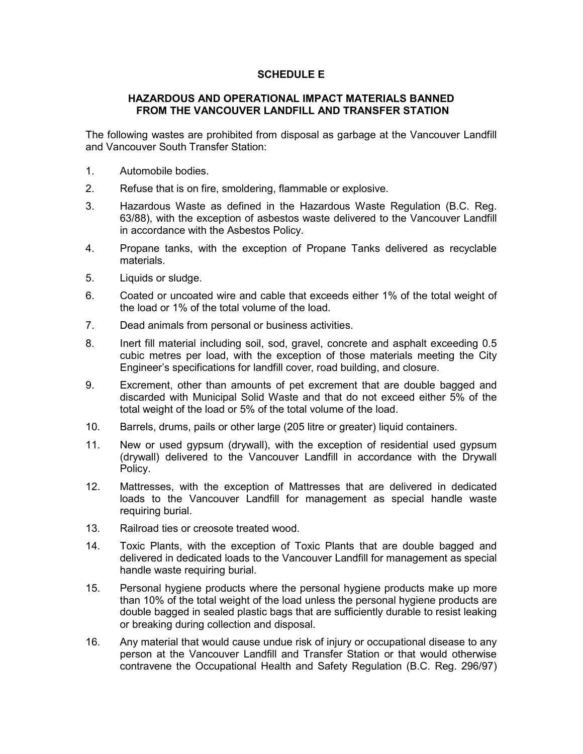## SCHEDULE E

### HAZARDOUS AND OPERATIONAL IMPACT MATERIALS BANNED FROM THE VANCOUVER LANDFILL AND TRANSFER STATION

The following wastes are prohibited from disposal as garbage at the Vancouver Landfill and Vancouver South Transfer Station:

1. Automobile bodies.
2. Refuse that is on fire, smoldering, flammable or explosive.
3. Hazardous Waste as defined in the Hazardous Waste Regulation (B.C. Reg. 63/88), with the exception of asbestos waste delivered to the Vancouver Landfill in accordance with the Asbestos Policy.
4. Propane tanks, with the exception of Propane Tanks delivered as recyclable materials.
5. Liquids or sludge.
6. Coated or uncoated wire and cable that exceeds either 1% of the total weight of the load or 1% of the total volume of the load.
7. Dead animals from personal or business activities.
8. Inert fill material including soil, sod, gravel, concrete and asphalt exceeding 0.5 cubic metres per load, with the exception of those materials meeting the City Engineer's specifications for landfill cover, road building, and closure.
9. Excrement, other than amounts of pet excrement that are double bagged and discarded with Municipal Solid Waste and that do not exceed either 5% of the total weight of the load or 5% of the total volume of the load.
10. Barrels, drums, pails or other large (205 litre or greater) liquid containers.
11. New or used gypsum (drywall), with the exception of residential used gypsum (drywall) delivered to the Vancouver Landfill in accordance with the Drywall Policy.
12. Mattresses, with the exception of Mattresses that are delivered in dedicated loads to the Vancouver Landfill for management as special handle waste requiring burial.
13. Railroad ties or creosote treated wood.
14. Toxic Plants, with the exception of Toxic Plants that are double bagged and delivered in dedicated loads to the Vancouver Landfill for management as special handle waste requiring burial.
15. Personal hygiene products where the personal hygiene products make up more than 10% of the total weight of the load unless the personal hygiene products are double bagged in sealed plastic bags that are sufficiently durable to resist leaking or breaking during collection and disposal.
16. Any material that would cause undue risk of injury or occupational disease to any person at the Vancouver Landfill and Transfer Station or that would otherwise contravene the Occupational Health and Safety Regulation (B.C. Reg. 296/97)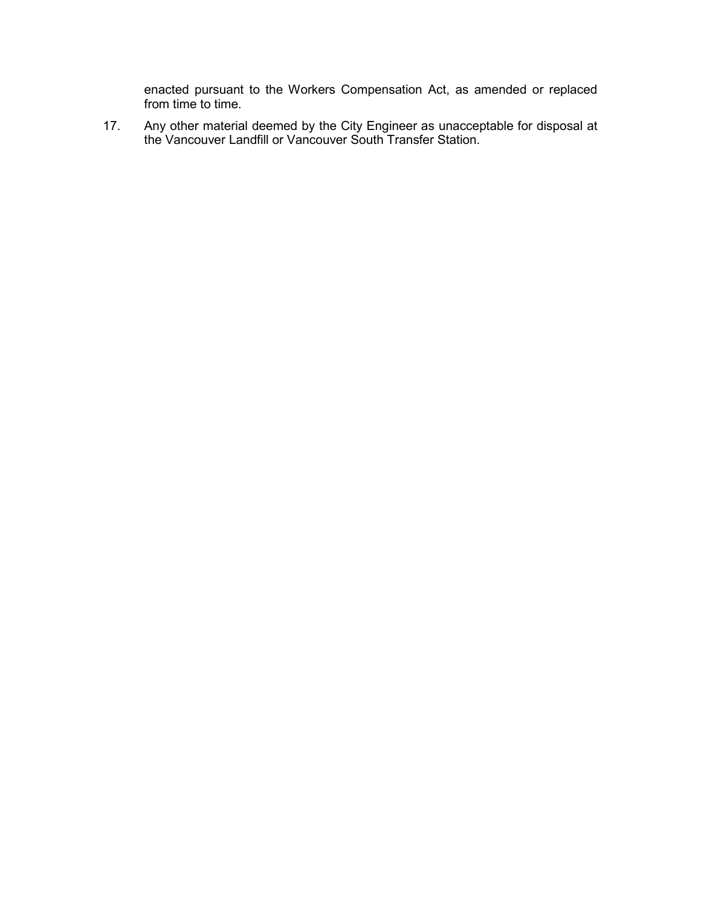enacted pursuant to the Workers Compensation Act, as amended or replaced from time to time.

17. Any other material deemed by the City Engineer as unacceptable for disposal at the Vancouver Landfill or Vancouver South Transfer Station.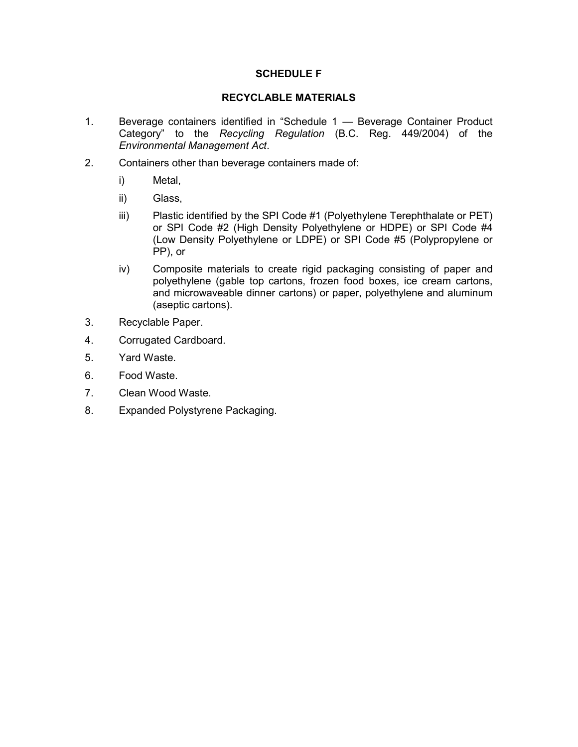## SCHEDULE F

## RECYCLABLE MATERIALS

1. Beverage containers identified in "Schedule 1 — Beverage Container Product Category" to the *Recycling Regulation* (B.C. Reg. 449/2004) of the *Environmental Management Act*.

2. Containers other than beverage containers made of:

   i) Metal,

   ii) Glass,

   iii) Plastic identified by the SPI Code #1 (Polyethylene Terephthalate or PET) or SPI Code #2 (High Density Polyethylene or HDPE) or SPI Code #4 (Low Density Polyethylene or LDPE) or SPI Code #5 (Polypropylene or PP), or

   iv) Composite materials to create rigid packaging consisting of paper and polyethylene (gable top cartons, frozen food boxes, ice cream cartons, and microwaveable dinner cartons) or paper, polyethylene and aluminum (aseptic cartons).

3. Recyclable Paper.

4. Corrugated Cardboard.

5. Yard Waste.

6. Food Waste.

7. Clean Wood Waste.

8. Expanded Polystyrene Packaging.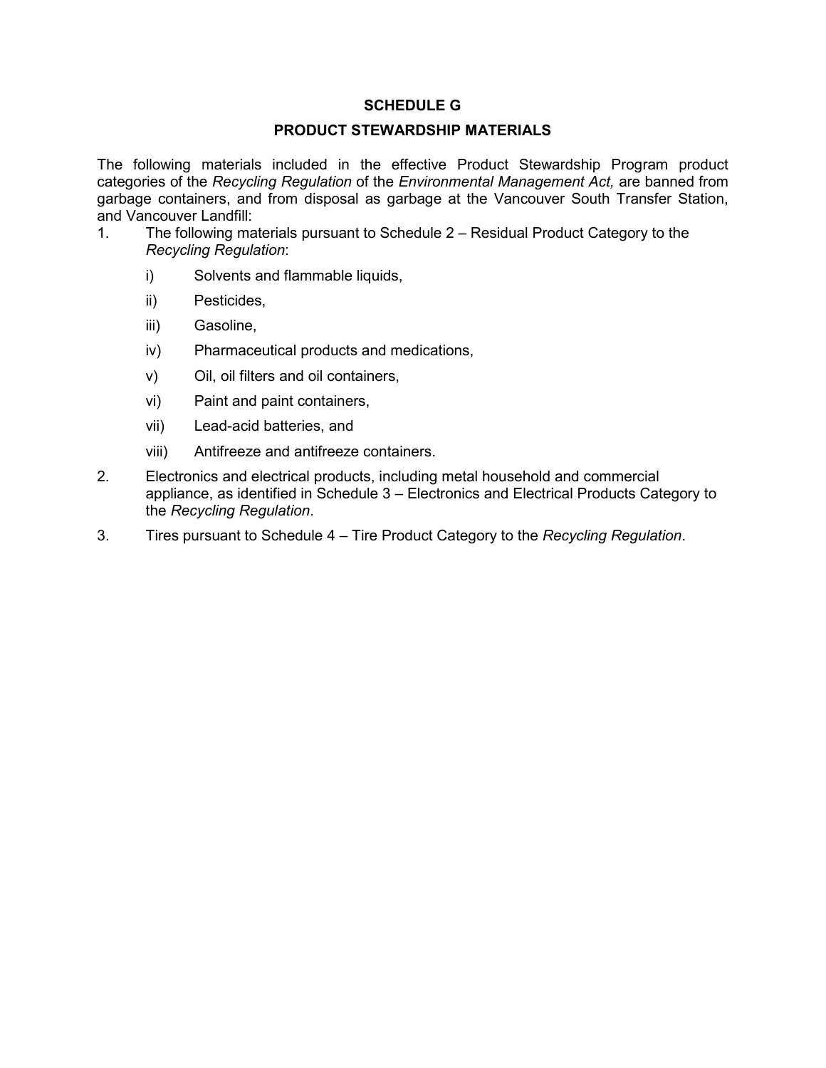# SCHEDULE G

## PRODUCT STEWARDSHIP MATERIALS

The following materials included in the effective Product Stewardship Program product categories of the *Recycling Regulation* of the *Environmental Management Act,* are banned from garbage containers, and from disposal as garbage at the Vancouver South Transfer Station, and Vancouver Landfill:

1. The following materials pursuant to Schedule 2 – Residual Product Category to the *Recycling Regulation*:

   i) Solvents and flammable liquids,

   ii) Pesticides,

   iii) Gasoline,

   iv) Pharmaceutical products and medications,

   v) Oil, oil filters and oil containers,

   vi) Paint and paint containers,

   vii) Lead-acid batteries, and

   viii) Antifreeze and antifreeze containers.

2. Electronics and electrical products, including metal household and commercial appliance, as identified in Schedule 3 – Electronics and Electrical Products Category to the *Recycling Regulation*.

3. Tires pursuant to Schedule 4 – Tire Product Category to the *Recycling Regulation*.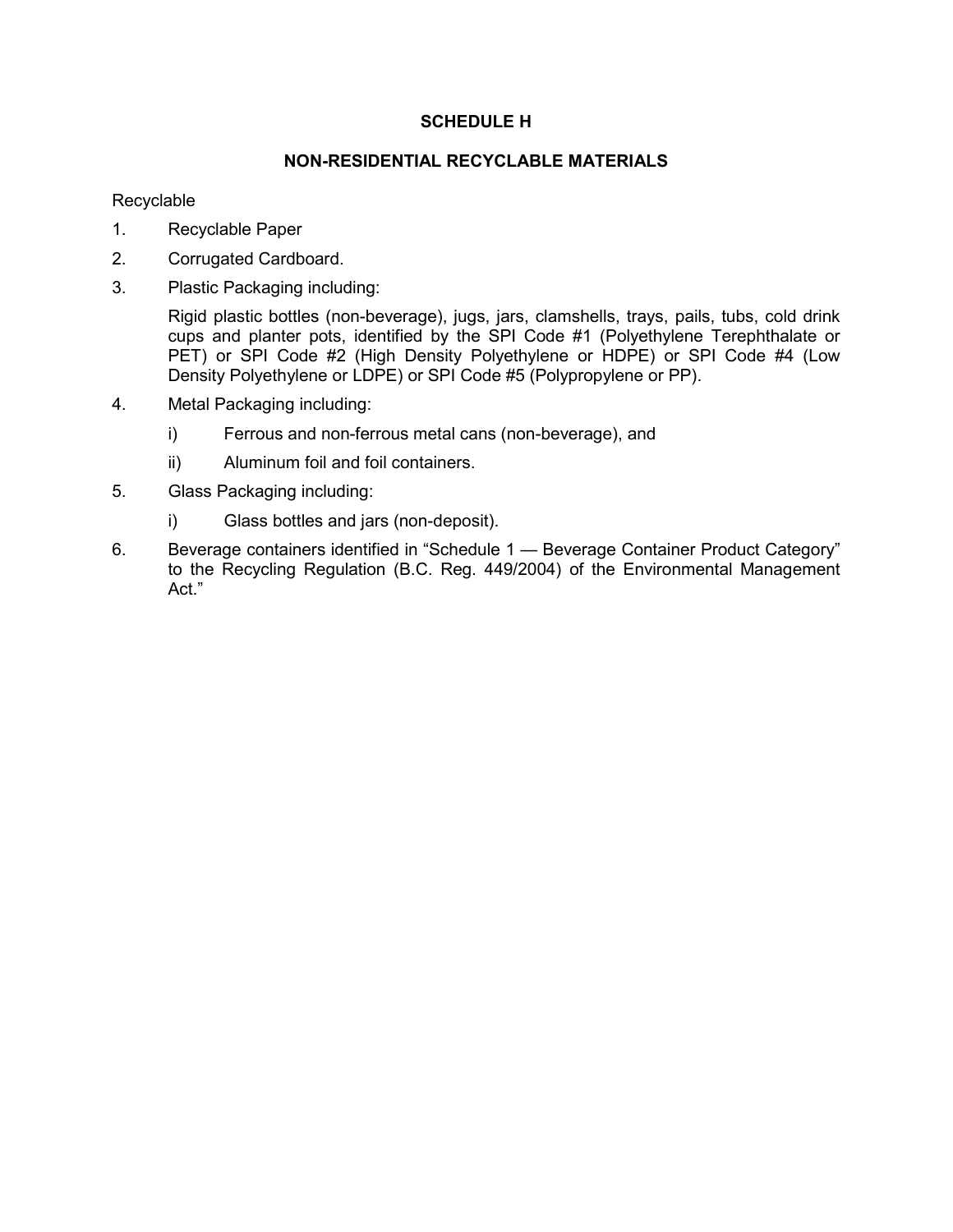# SCHEDULE H

## NON-RESIDENTIAL RECYCLABLE MATERIALS

Recyclable

1. Recyclable Paper
2. Corrugated Cardboard.
3. Plastic Packaging including:

   Rigid plastic bottles (non-beverage), jugs, jars, clamshells, trays, pails, tubs, cold drink cups and planter pots, identified by the SPI Code #1 (Polyethylene Terephthalate or PET) or SPI Code #2 (High Density Polyethylene or HDPE) or SPI Code #4 (Low Density Polyethylene or LDPE) or SPI Code #5 (Polypropylene or PP).

4. Metal Packaging including:

   i) Ferrous and non-ferrous metal cans (non-beverage), and

   ii) Aluminum foil and foil containers.

5. Glass Packaging including:

   i) Glass bottles and jars (non-deposit).

6. Beverage containers identified in "Schedule 1 — Beverage Container Product Category" to the Recycling Regulation (B.C. Reg. 449/2004) of the Environmental Management Act."